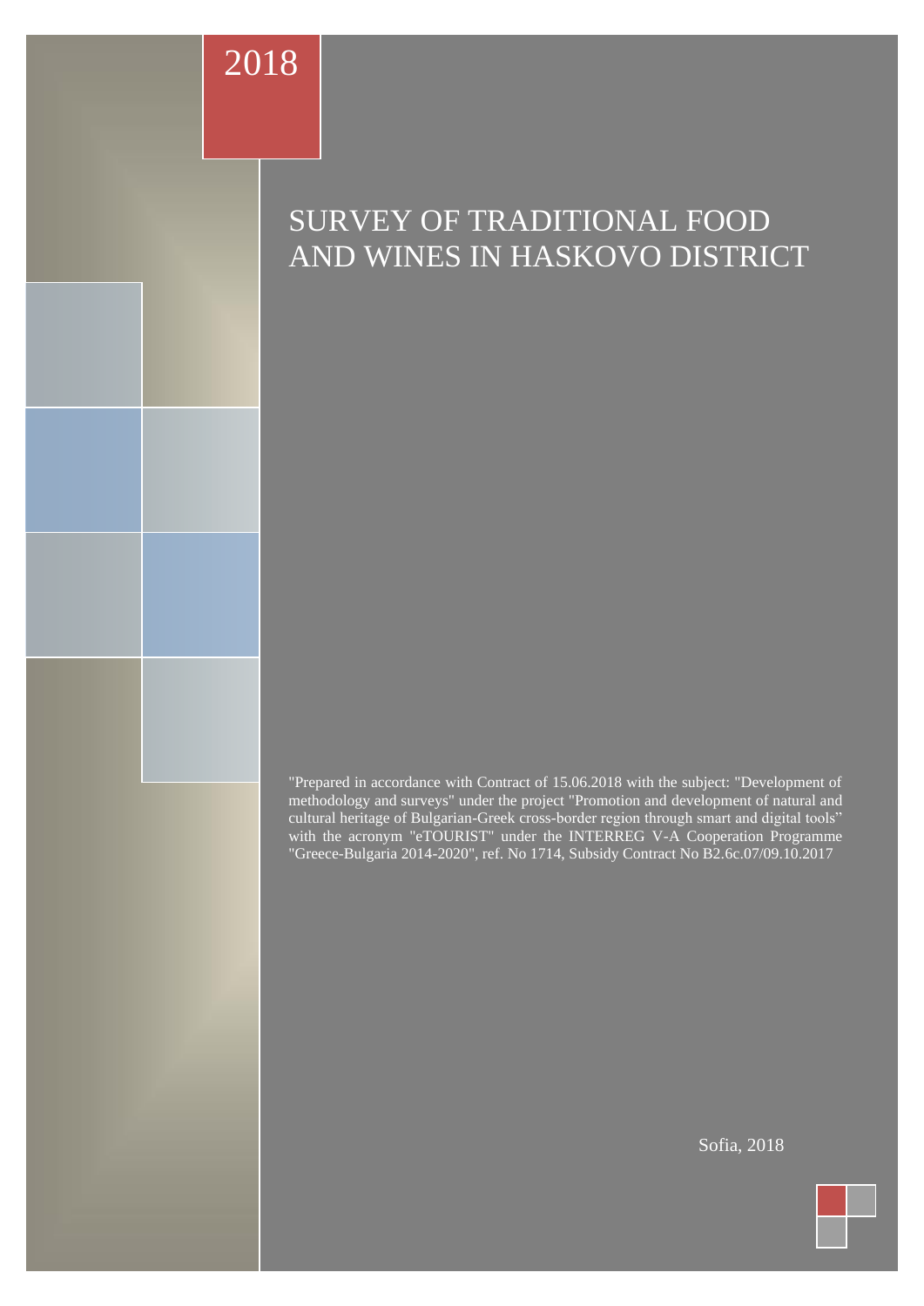2018

# SURVEY OF TRADITIONAL FOOD AND WINES IN HASKOVO DISTRICT

"Prepared in accordance with Contract of 15.06.2018 with the subject: "Development of methodology and surveys" under the project "Promotion and development of natural and cultural heritage of Bulgarian-Greek cross-border region through smart and digital tools" with the acronym "eTOURIST" under the INTERREG V-A Cooperation Programme "Greece-Bulgaria 2014-2020", ref. No 1714, Subsidy Contract No B2.6c.07/09.10.2017

Sofia, 2018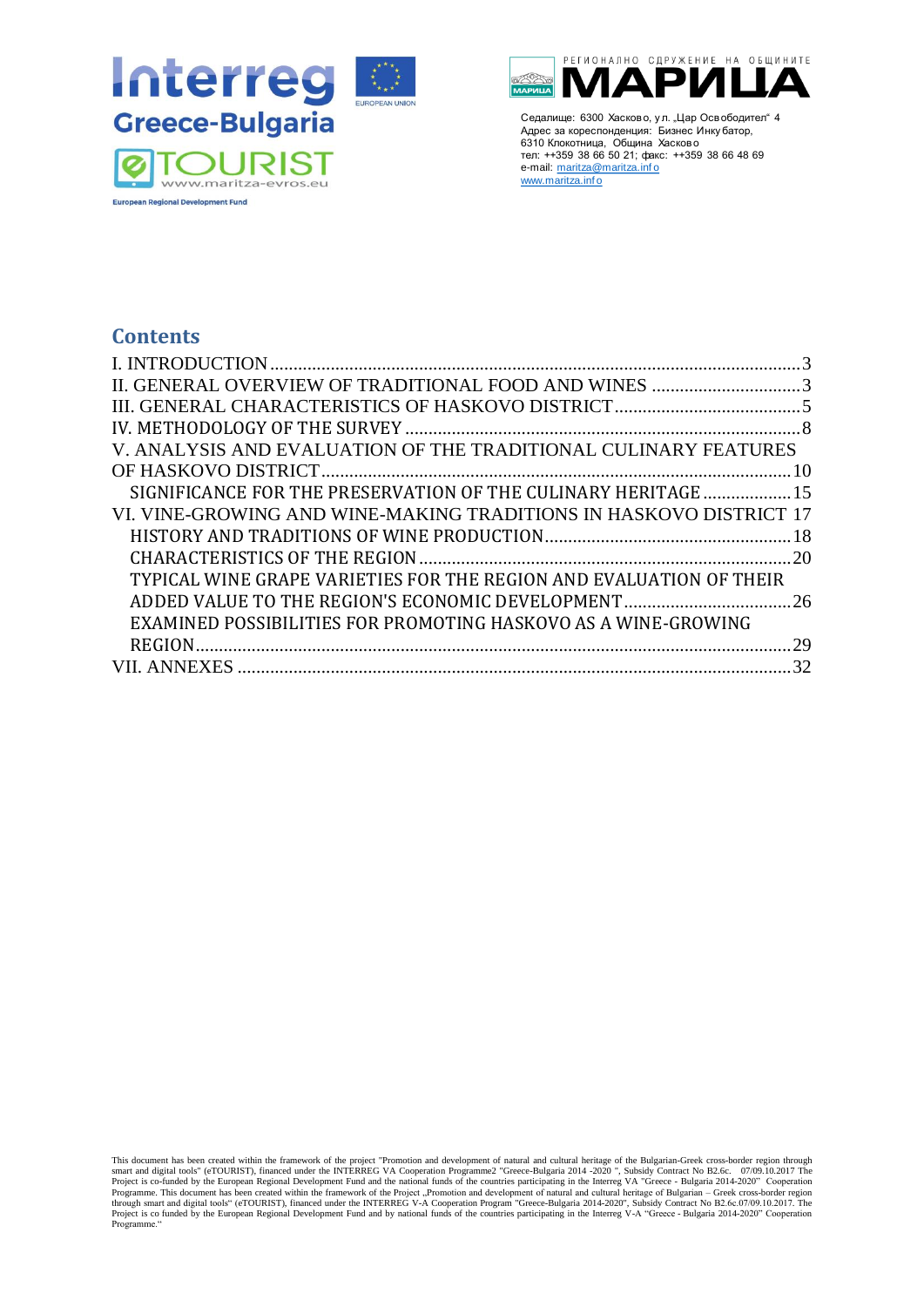Седалище: 6300 Хасково, ул. „Цар Освободител“ 4
Адрес за кореспонденция: Бизнес Инкубатор,
6310 Клокотница, Община Хасково
тел: ++359 38 66 50 21; факс: ++359 38 66 48 69
e-mail: maritza@maritza.info
www.maritza.info

## Contents

- I. INTRODUCTION ........ 3
- II. GENERAL OVERVIEW OF TRADITIONAL FOOD AND WINES ........ 3
- III. GENERAL CHARACTERISTICS OF HASKOVO DISTRICT ........ 5
- IV. METHODOLOGY OF THE SURVEY ........ 8
- V. ANALYSIS AND EVALUATION OF THE TRADITIONAL CULINARY FEATURES OF HASKOVO DISTRICT ........ 10
  - SIGNIFICANCE FOR THE PRESERVATION OF THE CULINARY HERITAGE ........ 15
- VI. VINE-GROWING AND WINE-MAKING TRADITIONS IN HASKOVO DISTRICT ........ 17
  - HISTORY AND TRADITIONS OF WINE PRODUCTION ........ 18
  - CHARACTERISTICS OF THE REGION ........ 20
  - TYPICAL WINE GRAPE VARIETIES FOR THE REGION AND EVALUATION OF THEIR ADDED VALUE TO THE REGION'S ECONOMIC DEVELOPMENT ........ 26
  - EXAMINED POSSIBILITIES FOR PROMOTING HASKOVO AS A WINE-GROWING REGION ........ 29
- VII. ANNEXES ........ 32

This document has been created within the framework of the project "Promotion and development of natural and cultural heritage of the Bulgarian-Greek cross-border region through smart and digital tools" (eTOURIST), financed under the INTERREG VA Cooperation Programme2 "Greece-Bulgaria 2014 -2020 ", Subsidy Contract No B2.6c. 07/09.10.2017 The Project is co-funded by the European Regional Development Fund and the national funds of the countries participating in the Interreg VA "Greece - Bulgaria 2014-2020" Cooperation Programme. This document has been created within the framework of the Project „Promotion and development of natural and cultural heritage of Bulgarian – Greek cross-border region through smart and digital tools" (eTOURIST), financed under the INTERREG V-A Cooperation Program "Greece-Bulgaria 2014-2020", Subsidy Contract No B2.6c.07/09.10.2017. The Project is co funded by the European Regional Development Fund and by national funds of the countries participating in the Interreg V-A "Greece - Bulgaria 2014-2020" Cooperation Programme."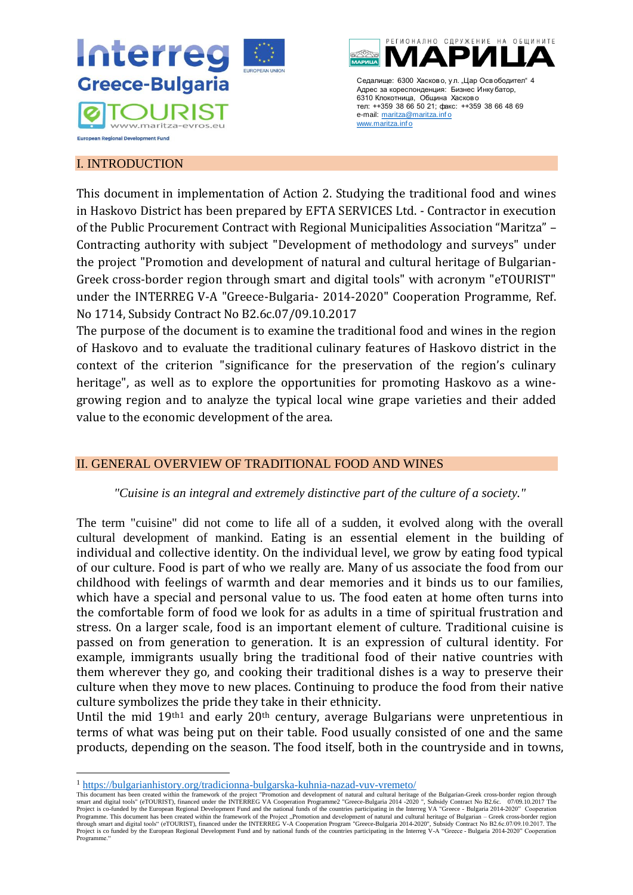## I. INTRODUCTION

This document in implementation of Action 2. Studying the traditional food and wines in Haskovo District has been prepared by EFTA SERVICES Ltd. - Contractor in execution of the Public Procurement Contract with Regional Municipalities Association "Maritza" – Contracting authority with subject "Development of methodology and surveys" under the project "Promotion and development of natural and cultural heritage of Bulgarian-Greek cross-border region through smart and digital tools" with acronym "eTOURIST" under the INTERREG V-A "Greece-Bulgaria- 2014-2020" Cooperation Programme, Ref. No 1714, Subsidy Contract No B2.6c.07/09.10.2017

The purpose of the document is to examine the traditional food and wines in the region of Haskovo and to evaluate the traditional culinary features of Haskovo district in the context of the criterion "significance for the preservation of the region's culinary heritage", as well as to explore the opportunities for promoting Haskovo as a wine-growing region and to analyze the typical local wine grape varieties and their added value to the economic development of the area.

## II. GENERAL OVERVIEW OF TRADITIONAL FOOD AND WINES

*"Cuisine is an integral and extremely distinctive part of the culture of a society."*

The term "cuisine" did not come to life all of a sudden, it evolved along with the overall cultural development of mankind. Eating is an essential element in the building of individual and collective identity. On the individual level, we grow by eating food typical of our culture. Food is part of who we really are. Many of us associate the food from our childhood with feelings of warmth and dear memories and it binds us to our families, which have a special and personal value to us. The food eaten at home often turns into the comfortable form of food we look for as adults in a time of spiritual frustration and stress. On a larger scale, food is an important element of culture. Traditional cuisine is passed on from generation to generation. It is an expression of cultural identity. For example, immigrants usually bring the traditional food of their native countries with them wherever they go, and cooking their traditional dishes is a way to preserve their culture when they move to new places. Continuing to produce the food from their native culture symbolizes the pride they take in their ethnicity.

Until the mid 19th[1] and early 20th century, average Bulgarians were unpretentious in terms of what was being put on their table. Food usually consisted of one and the same products, depending on the season. The food itself, both in the countryside and in towns,

---

[1] https://bulgarianhistory.org/tradicionna-bulgarska-kuhnia-nazad-vuv-vremeto/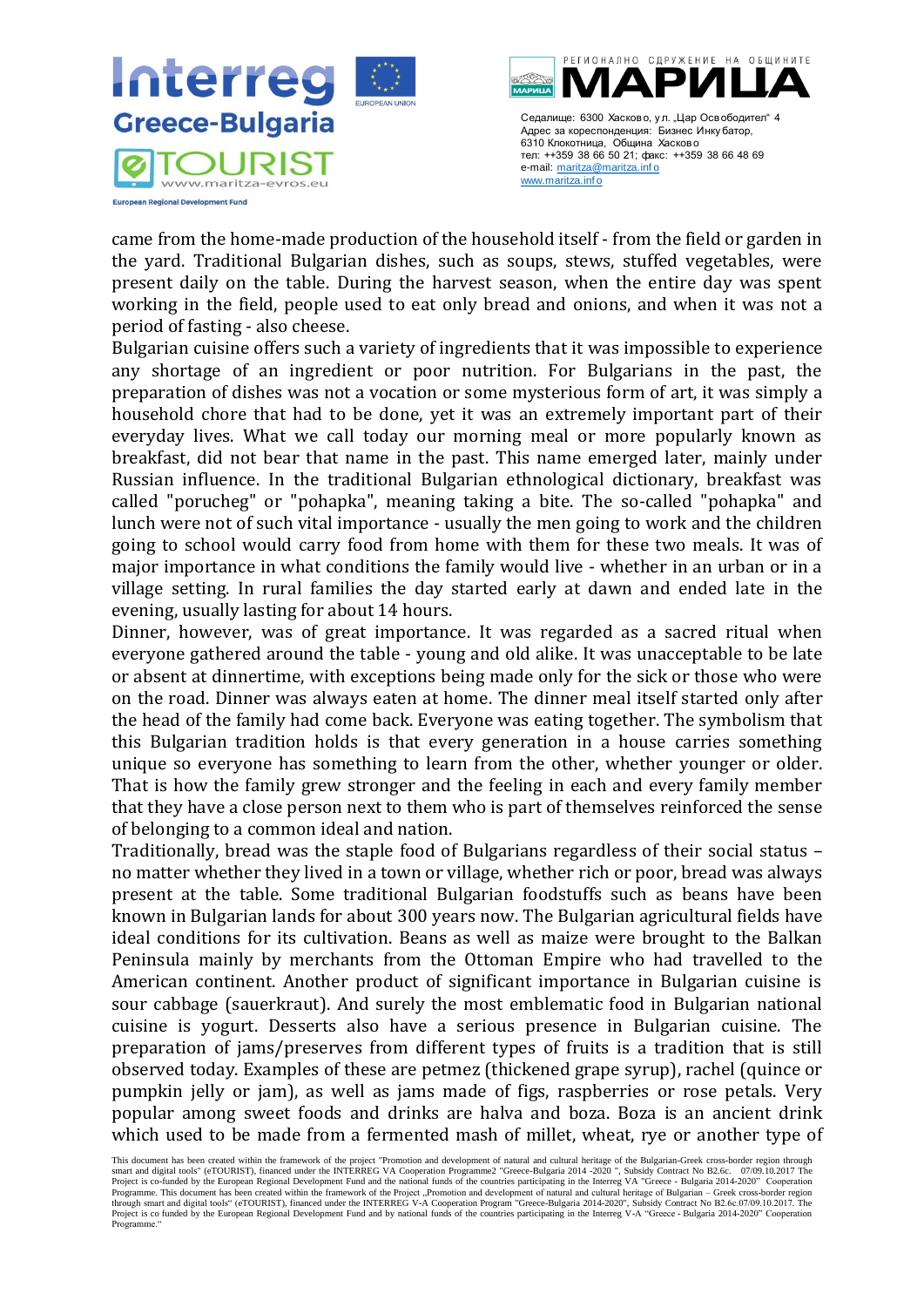came from the home-made production of the household itself - from the field or garden in the yard. Traditional Bulgarian dishes, such as soups, stews, stuffed vegetables, were present daily on the table. During the harvest season, when the entire day was spent working in the field, people used to eat only bread and onions, and when it was not a period of fasting - also cheese.

Bulgarian cuisine offers such a variety of ingredients that it was impossible to experience any shortage of an ingredient or poor nutrition. For Bulgarians in the past, the preparation of dishes was not a vocation or some mysterious form of art, it was simply a household chore that had to be done, yet it was an extremely important part of their everyday lives. What we call today our morning meal or more popularly known as breakfast, did not bear that name in the past. This name emerged later, mainly under Russian influence. In the traditional Bulgarian ethnological dictionary, breakfast was called "porucheg" or "pohapka", meaning taking a bite. The so-called "pohapka" and lunch were not of such vital importance - usually the men going to work and the children going to school would carry food from home with them for these two meals. It was of major importance in what conditions the family would live - whether in an urban or in a village setting. In rural families the day started early at dawn and ended late in the evening, usually lasting for about 14 hours.

Dinner, however, was of great importance. It was regarded as a sacred ritual when everyone gathered around the table - young and old alike. It was unacceptable to be late or absent at dinnertime, with exceptions being made only for the sick or those who were on the road. Dinner was always eaten at home. The dinner meal itself started only after the head of the family had come back. Everyone was eating together. The symbolism that this Bulgarian tradition holds is that every generation in a house carries something unique so everyone has something to learn from the other, whether younger or older. That is how the family grew stronger and the feeling in each and every family member that they have a close person next to them who is part of themselves reinforced the sense of belonging to a common ideal and nation.

Traditionally, bread was the staple food of Bulgarians regardless of their social status – no matter whether they lived in a town or village, whether rich or poor, bread was always present at the table. Some traditional Bulgarian foodstuffs such as beans have been known in Bulgarian lands for about 300 years now. The Bulgarian agricultural fields have ideal conditions for its cultivation. Beans as well as maize were brought to the Balkan Peninsula mainly by merchants from the Ottoman Empire who had travelled to the American continent. Another product of significant importance in Bulgarian cuisine is sour cabbage (sauerkraut). And surely the most emblematic food in Bulgarian national cuisine is yogurt. Desserts also have a serious presence in Bulgarian cuisine. The preparation of jams/preserves from different types of fruits is a tradition that is still observed today. Examples of these are petmez (thickened grape syrup), rachel (quince or pumpkin jelly or jam), as well as jams made of figs, raspberries or rose petals. Very popular among sweet foods and drinks are halva and boza. Boza is an ancient drink which used to be made from a fermented mash of millet, wheat, rye or another type of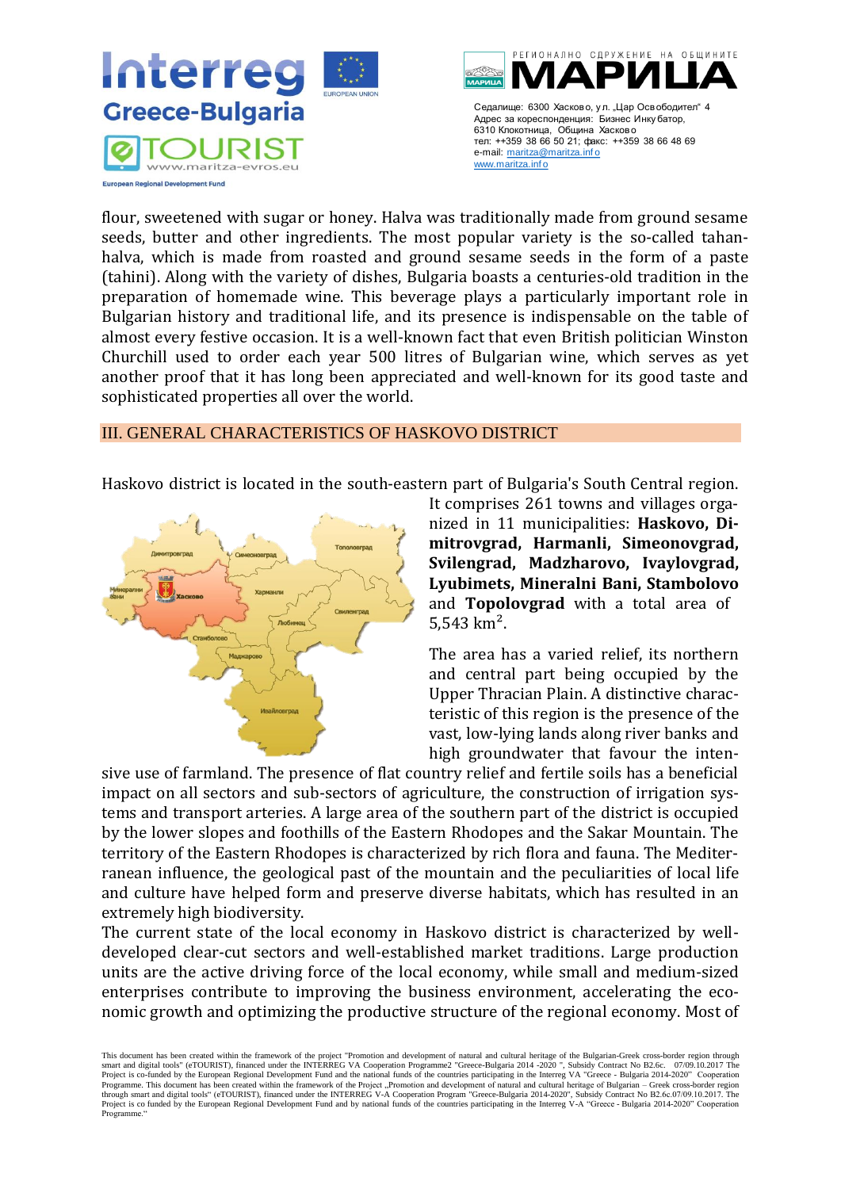flour, sweetened with sugar or honey. Halva was traditionally made from ground sesame seeds, butter and other ingredients. The most popular variety is the so-called tahan-halva, which is made from roasted and ground sesame seeds in the form of a paste (tahini). Along with the variety of dishes, Bulgaria boasts a centuries-old tradition in the preparation of homemade wine. This beverage plays a particularly important role in Bulgarian history and traditional life, and its presence is indispensable on the table of almost every festive occasion. It is a well-known fact that even British politician Winston Churchill used to order each year 500 litres of Bulgarian wine, which serves as yet another proof that it has long been appreciated and well-known for its good taste and sophisticated properties all over the world.

## III. GENERAL CHARACTERISTICS OF HASKOVO DISTRICT

Haskovo district is located in the south-eastern part of Bulgaria's South Central region. It comprises 261 towns and villages organized in 11 municipalities: **Haskovo, Dimitrovgrad, Harmanli, Simeonovgrad, Svilengrad, Madzharovo, Ivaylovgrad, Lyubimets, Mineralni Bani, Stambolovo** and **Topolovgrad** with a total area of 5,543 km$^2$.

The area has a varied relief, its northern and central part being occupied by the Upper Thracian Plain. A distinctive characteristic of this region is the presence of the vast, low-lying lands along river banks and high groundwater that favour the intensive use of farmland. The presence of flat country relief and fertile soils has a beneficial impact on all sectors and sub-sectors of agriculture, the construction of irrigation systems and transport arteries. A large area of the southern part of the district is occupied by the lower slopes and foothills of the Eastern Rhodopes and the Sakar Mountain. The territory of the Eastern Rhodopes is characterized by rich flora and fauna. The Mediterranean influence, the geological past of the mountain and the peculiarities of local life and culture have helped form and preserve diverse habitats, which has resulted in an extremely high biodiversity.

The current state of the local economy in Haskovo district is characterized by well-developed clear-cut sectors and well-established market traditions. Large production units are the active driving force of the local economy, while small and medium-sized enterprises contribute to improving the business environment, accelerating the economic growth and optimizing the productive structure of the regional economy. Most of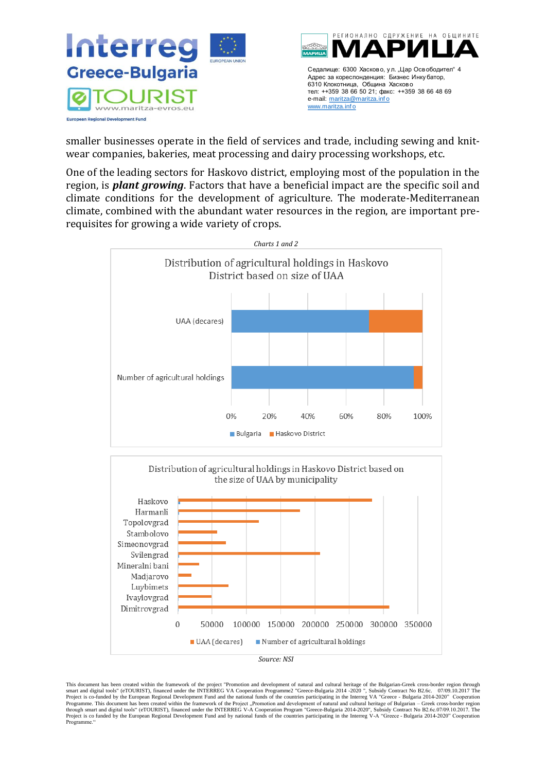smaller businesses operate in the field of services and trade, including sewing and knit-wear companies, bakeries, meat processing and dairy processing workshops, etc.

One of the leading sectors for Haskovo district, employing most of the population in the region, is ***plant growing***. Factors that have a beneficial impact are the specific soil and climate conditions for the development of agriculture. The moderate-Mediterranean climate, combined with the abundant water resources in the region, are important pre-requisites for growing a wide variety of crops.

*Charts 1 and 2*

*Source: NSI*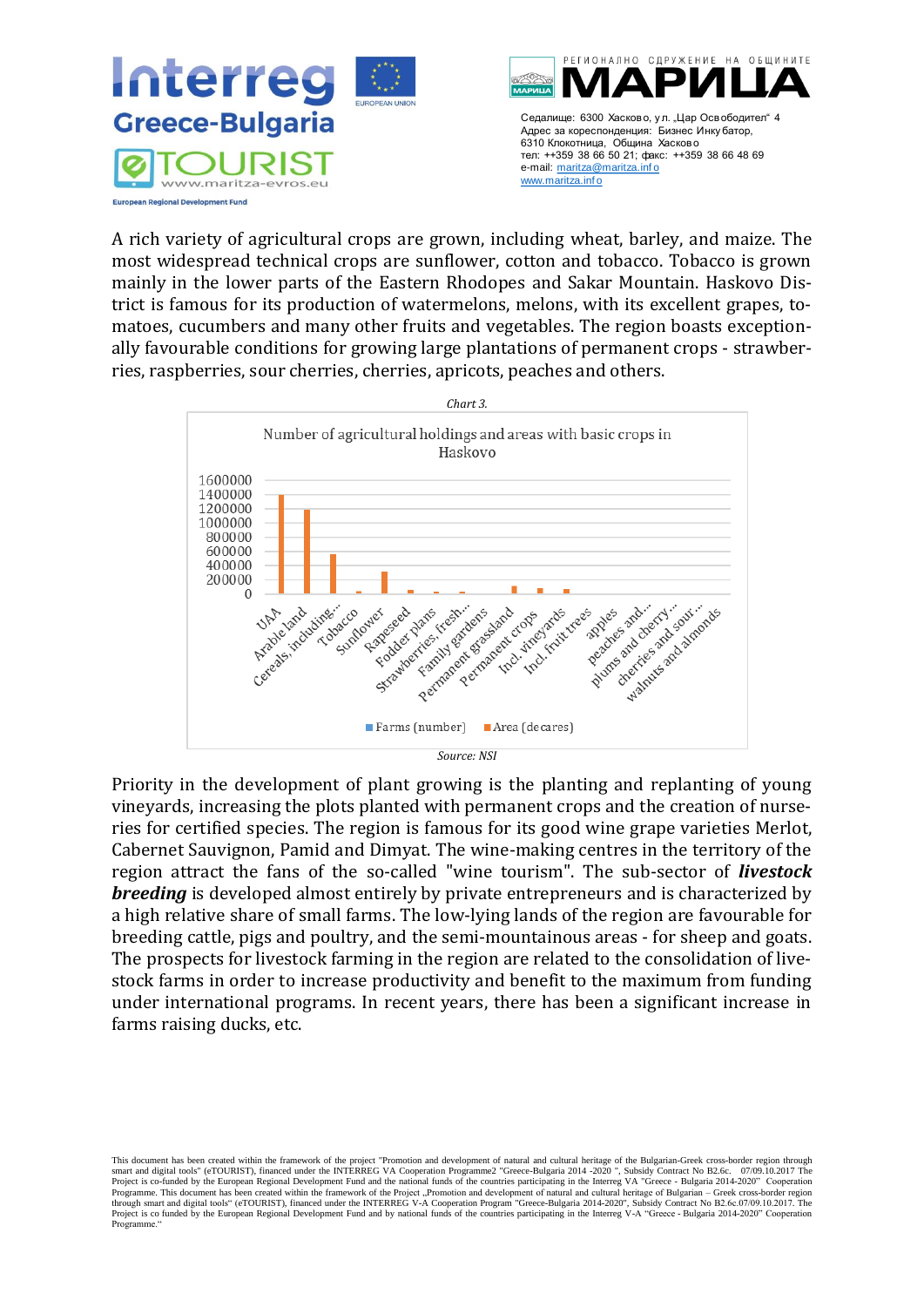A rich variety of agricultural crops are grown, including wheat, barley, and maize. The most widespread technical crops are sunflower, cotton and tobacco. Tobacco is grown mainly in the lower parts of the Eastern Rhodopes and Sakar Mountain. Haskovo District is famous for its production of watermelons, melons, with its excellent grapes, tomatoes, cucumbers and many other fruits and vegetables. The region boasts exceptionally favourable conditions for growing large plantations of permanent crops - strawberries, raspberries, sour cherries, cherries, apricots, peaches and others.

*Chart 3.*

Number of agricultural holdings and areas with basic crops in Haskovo

Source: NSI

Priority in the development of plant growing is the planting and replanting of young vineyards, increasing the plots planted with permanent crops and the creation of nurseries for certified species. The region is famous for its good wine grape varieties Merlot, Cabernet Sauvignon, Pamid and Dimyat. The wine-making centres in the territory of the region attract the fans of the so-called "wine tourism". The sub-sector of ***livestock breeding*** is developed almost entirely by private entrepreneurs and is characterized by a high relative share of small farms. The low-lying lands of the region are favourable for breeding cattle, pigs and poultry, and the semi-mountainous areas - for sheep and goats. The prospects for livestock farming in the region are related to the consolidation of livestock farms in order to increase productivity and benefit to the maximum from funding under international programs. In recent years, there has been a significant increase in farms raising ducks, etc.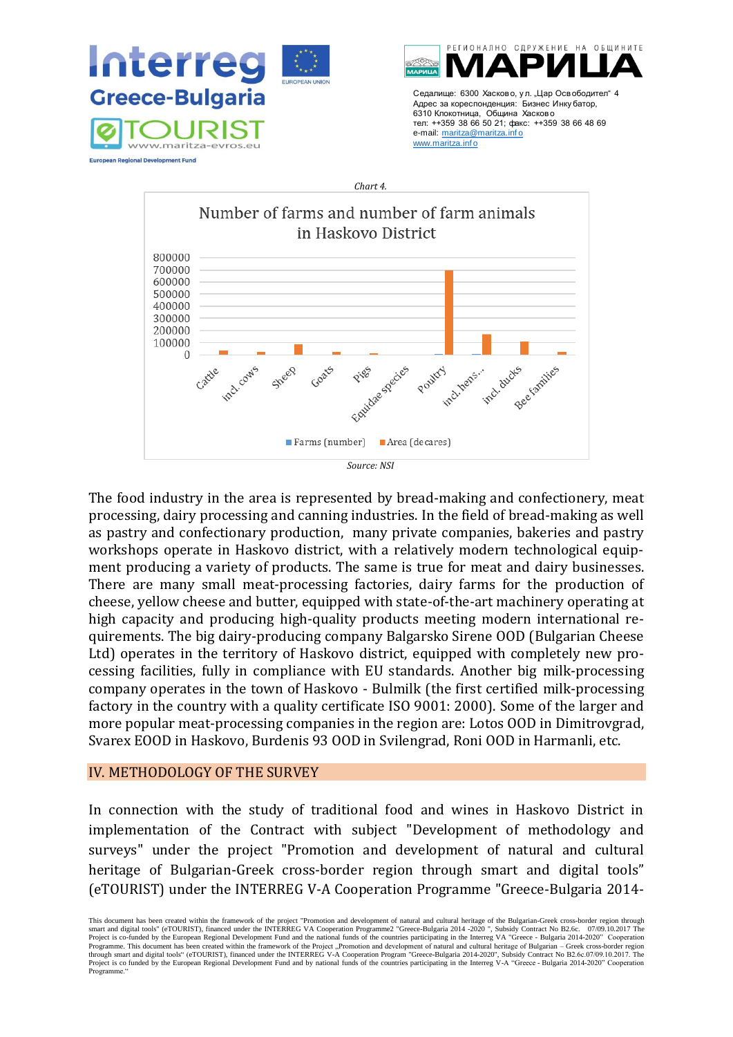Chart 4.

Source: NSI

The food industry in the area is represented by bread-making and confectionery, meat processing, dairy processing and canning industries. In the field of bread-making as well as pastry and confectionary production, many private companies, bakeries and pastry workshops operate in Haskovo district, with a relatively modern technological equipment producing a variety of products. The same is true for meat and dairy businesses. There are many small meat-processing factories, dairy farms for the production of cheese, yellow cheese and butter, equipped with state-of-the-art machinery operating at high capacity and producing high-quality products meeting modern international requirements. The big dairy-producing company Balgarsko Sirene OOD (Bulgarian Cheese Ltd) operates in the territory of Haskovo district, equipped with completely new processing facilities, fully in compliance with EU standards. Another big milk-processing company operates in the town of Haskovo - Bulmilk (the first certified milk-processing factory in the country with a quality certificate ISO 9001: 2000). Some of the larger and more popular meat-processing companies in the region are: Lotos OOD in Dimitrovgrad, Svarex EOOD in Haskovo, Burdenis 93 OOD in Svilengrad, Roni OOD in Harmanli, etc.

## IV. METHODOLOGY OF THE SURVEY

In connection with the study of traditional food and wines in Haskovo District in implementation of the Contract with subject "Development of methodology and surveys" under the project "Promotion and development of natural and cultural heritage of Bulgarian-Greek cross-border region through smart and digital tools" (eTOURIST) under the INTERREG V-A Cooperation Programme "Greece-Bulgaria 2014-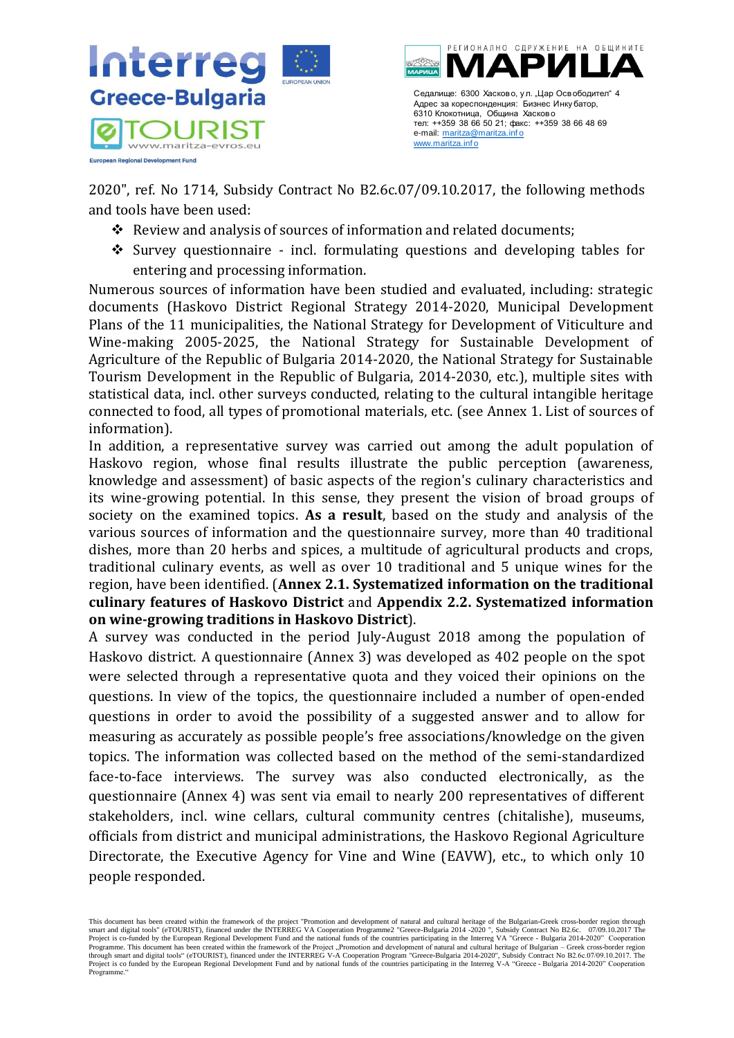2020", ref. No 1714, Subsidy Contract No B2.6c.07/09.10.2017, the following methods and tools have been used:

- Review and analysis of sources of information and related documents;
- Survey questionnaire - incl. formulating questions and developing tables for entering and processing information.

Numerous sources of information have been studied and evaluated, including: strategic documents (Haskovo District Regional Strategy 2014-2020, Municipal Development Plans of the 11 municipalities, the National Strategy for Development of Viticulture and Wine-making 2005-2025, the National Strategy for Sustainable Development of Agriculture of the Republic of Bulgaria 2014-2020, the National Strategy for Sustainable Tourism Development in the Republic of Bulgaria, 2014-2030, etc.), multiple sites with statistical data, incl. other surveys conducted, relating to the cultural intangible heritage connected to food, all types of promotional materials, etc. (see Annex 1. List of sources of information).

In addition, a representative survey was carried out among the adult population of Haskovo region, whose final results illustrate the public perception (awareness, knowledge and assessment) of basic aspects of the region's culinary characteristics and its wine-growing potential. In this sense, they present the vision of broad groups of society on the examined topics. **As a result**, based on the study and analysis of the various sources of information and the questionnaire survey, more than 40 traditional dishes, more than 20 herbs and spices, a multitude of agricultural products and crops, traditional culinary events, as well as over 10 traditional and 5 unique wines for the region, have been identified. (**Annex 2.1. Systematized information on the traditional culinary features of Haskovo District** and **Appendix 2.2. Systematized information on wine-growing traditions in Haskovo District**).

A survey was conducted in the period July-August 2018 among the population of Haskovo district. A questionnaire (Annex 3) was developed as 402 people on the spot were selected through a representative quota and they voiced their opinions on the questions. In view of the topics, the questionnaire included a number of open-ended questions in order to avoid the possibility of a suggested answer and to allow for measuring as accurately as possible people's free associations/knowledge on the given topics. The information was collected based on the method of the semi-standardized face-to-face interviews. The survey was also conducted electronically, as the questionnaire (Annex 4) was sent via email to nearly 200 representatives of different stakeholders, incl. wine cellars, cultural community centres (chitalishe), museums, officials from district and municipal administrations, the Haskovo Regional Agriculture Directorate, the Executive Agency for Vine and Wine (EAVW), etc., to which only 10 people responded.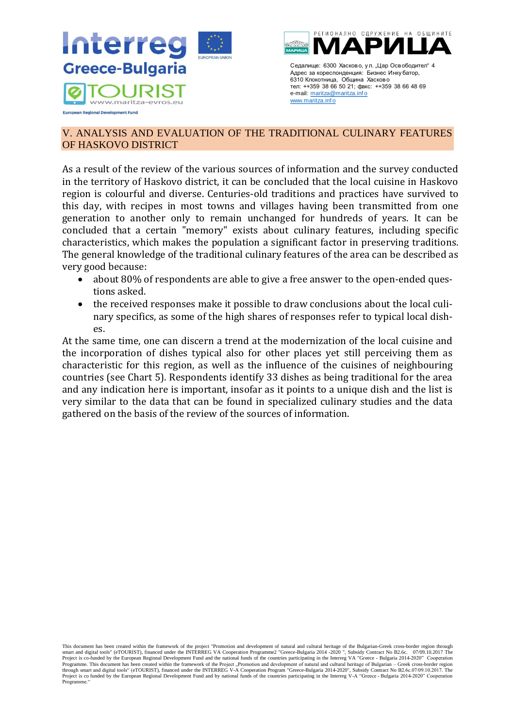## V. ANALYSIS AND EVALUATION OF THE TRADITIONAL CULINARY FEATURES OF HASKOVO DISTRICT

As a result of the review of the various sources of information and the survey conducted in the territory of Haskovo district, it can be concluded that the local cuisine in Haskovo region is colourful and diverse. Centuries-old traditions and practices have survived to this day, with recipes in most towns and villages having been transmitted from one generation to another only to remain unchanged for hundreds of years. It can be concluded that a certain "memory" exists about culinary features, including specific characteristics, which makes the population a significant factor in preserving traditions. The general knowledge of the traditional culinary features of the area can be described as very good because:

- about 80% of respondents are able to give a free answer to the open-ended questions asked.
- the received responses make it possible to draw conclusions about the local culinary specifics, as some of the high shares of responses refer to typical local dishes.

At the same time, one can discern a trend at the modernization of the local cuisine and the incorporation of dishes typical also for other places yet still perceiving them as characteristic for this region, as well as the influence of the cuisines of neighbouring countries (see Chart 5). Respondents identify 33 dishes as being traditional for the area and any indication here is important, insofar as it points to a unique dish and the list is very similar to the data that can be found in specialized culinary studies and the data gathered on the basis of the review of the sources of information.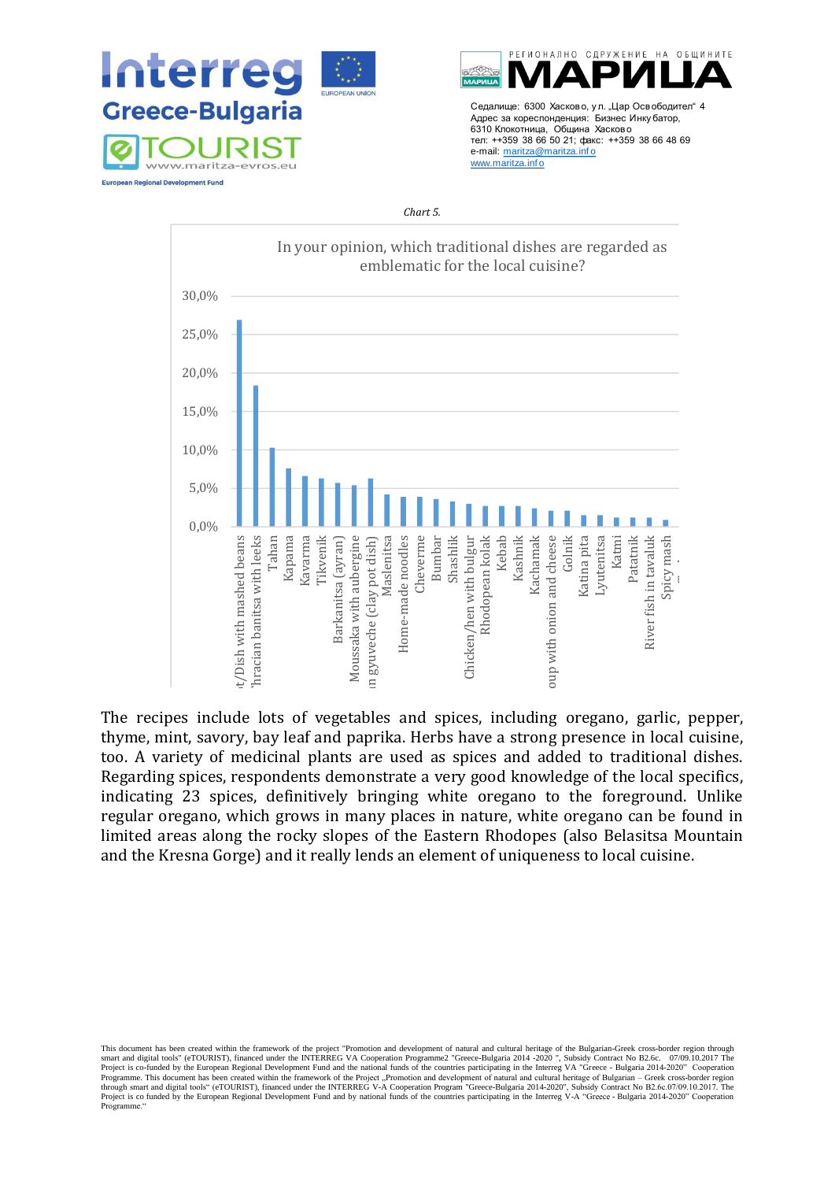*Chart 5.*

**In your opinion, which traditional dishes are regarded as emblematic for the local cuisine?**

| Dish | Approx. % |
|---|---|
| …t/Dish with mashed beans | ~27% |
| …hracian banitsa with leeks | ~18.5% |
| Tahan | ~10% |
| Kapama | ~7.5% |
| Kavarma | ~6.5% |
| Tikvenik | ~6% |
| Barkanitsa (ayran) | ~5.5% |
| Moussaka with aubergine | ~5.5% |
| …n gyuveche (clay pot dish) | ~6% |
| Maslenitsa | ~4% |
| Home-made noodles | ~4% |
| Cheverme | ~4% |
| Bumbar | ~3.5% |
| Shashlik | ~3% |
| Chicken/hen with bulgur | ~3% |
| Rhodopean kolak | ~2.5% |
| Kebab | ~2.5% |
| Kashnik | ~2.5% |
| Kachamak | ~2.5% |
| …oup with onion and cheese | ~2% |
| Golnik | ~2% |
| Katina pita | ~1.5% |
| Lyutenitsa | ~1.5% |
| Katmi | ~1% |
| Patatnik | ~1% |
| River fish in tavaluk | ~1% |
| Spicy mash | ~1% |

The recipes include lots of vegetables and spices, including oregano, garlic, pepper, thyme, mint, savory, bay leaf and paprika. Herbs have a strong presence in local cuisine, too. A variety of medicinal plants are used as spices and added to traditional dishes. Regarding spices, respondents demonstrate a very good knowledge of the local specifics, indicating 23 spices, definitively bringing white oregano to the foreground. Unlike regular oregano, which grows in many places in nature, white oregano can be found in limited areas along the rocky slopes of the Eastern Rhodopes (also Belasitsa Mountain and the Kresna Gorge) and it really lends an element of uniqueness to local cuisine.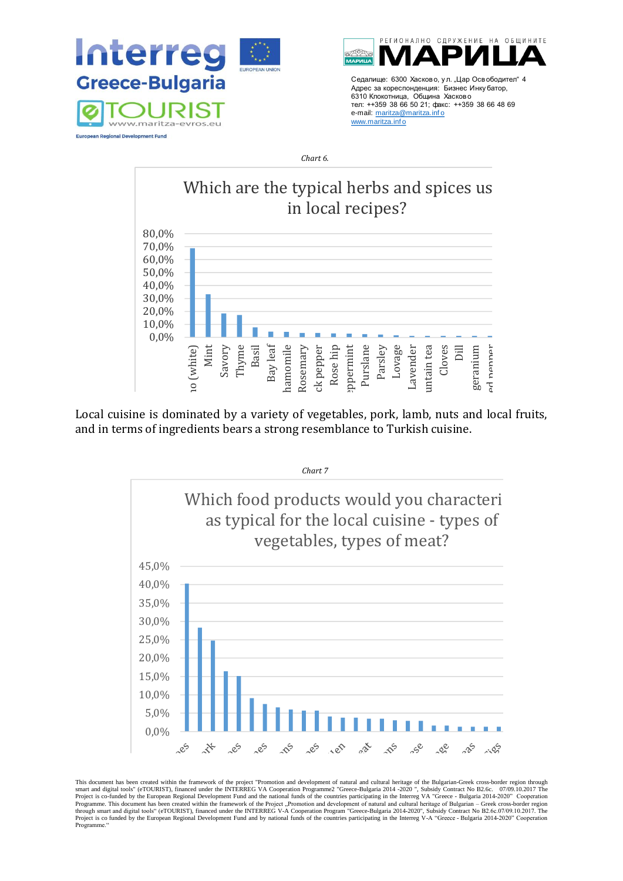*Chart 6.*

Which are the typical herbs and spices us in local recipes?

| Herb/spice | Share |
|---|---|
| ...no (white) | ~69% |
| Mint | ~33% |
| Savory | ~18% |
| Thyme | ~17% |
| Basil | ~7% |
| Bay leaf | ~4% |
| ...hamomile | ~4% |
| Rosemary | ~3% |
| ...ck pepper | ~3% |
| Rose hip | ~2.5% |
| ...eppermint | ~2.5% |
| Purslane | ~2% |
| Parsley | ~1.5% |
| Lovage | ~1% |
| Lavender | <1% |
| ...untain tea | <1% |
| Cloves | <1% |
| Dill | <1% |
| geranium | <1% |
| ...ed pepper | <1% |

Local cuisine is dominated by a variety of vegetables, pork, lamb, nuts and local fruits, and in terms of ingredients bears a strong resemblance to Turkish cuisine.

*Chart 7*

Which food products would you characteri as typical for the local cuisine - types of vegetables, types of meat?

| Product | Share |
|---|---|
| ...es | ~40% |
| ...rk | ~28% |
| (unlabeled) | ~24.5% |
| ...es | ~16% |
| (unlabeled) | ~15% |
| ...es | ~9% |
| (unlabeled) | ~7.5% |
| (unlabeled) | ~6.5% |
| ...ns | ~6% |
| (unlabeled) | ~5.5% |
| ...es | ~5.5% |
| (unlabeled) | ~4% |
| ...en | ~3.5% |
| (unlabeled) | ~3.5% |
| ...at | ~3.5% |
| (unlabeled) | ~3.5% |
| ...ns | ~3% |
| (unlabeled) | ~3% |
| ...se | ~3% |
| (unlabeled) | ~1.5% |
| ...ge | ~1.5% |
| (unlabeled) | ~1% |
| ...as | ~1% |
| (unlabeled) | ~1% |
| ...igs | ~1% |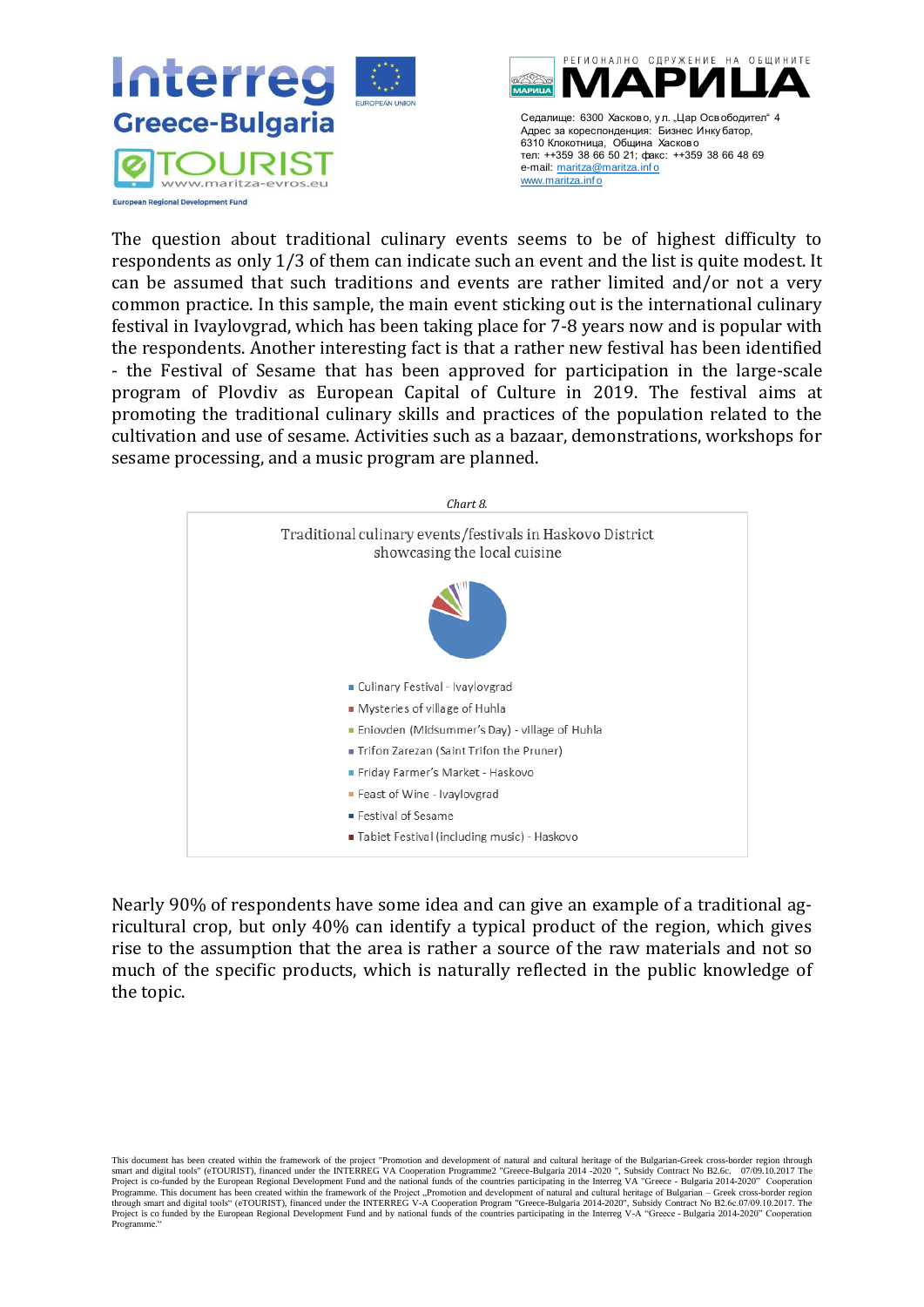The question about traditional culinary events seems to be of highest difficulty to respondents as only 1/3 of them can indicate such an event and the list is quite modest. It can be assumed that such traditions and events are rather limited and/or not a very common practice. In this sample, the main event sticking out is the international culinary festival in Ivaylovgrad, which has been taking place for 7-8 years now and is popular with the respondents. Another interesting fact is that a rather new festival has been identified - the Festival of Sesame that has been approved for participation in the large-scale program of Plovdiv as European Capital of Culture in 2019. The festival aims at promoting the traditional culinary skills and practices of the population related to the cultivation and use of sesame. Activities such as a bazaar, demonstrations, workshops for sesame processing, and a music program are planned.

*Chart 8.*

Traditional culinary events/festivals in Haskovo District showcasing the local cuisine

- Culinary Festival - Ivaylovgrad
- Mysteries of village of Huhla
- Enlovden (Midsummer's Day) - village of Huhla
- Trifon Zarezan (Saint Trifon the Pruner)
- Friday Farmer's Market - Haskovo
- Feast of Wine - Ivaylovgrad
- Festival of Sesame
- Tabiet Festival (including music) - Haskovo

Nearly 90% of respondents have some idea and can give an example of a traditional agricultural crop, but only 40% can identify a typical product of the region, which gives rise to the assumption that the area is rather a source of the raw materials and not so much of the specific products, which is naturally reflected in the public knowledge of the topic.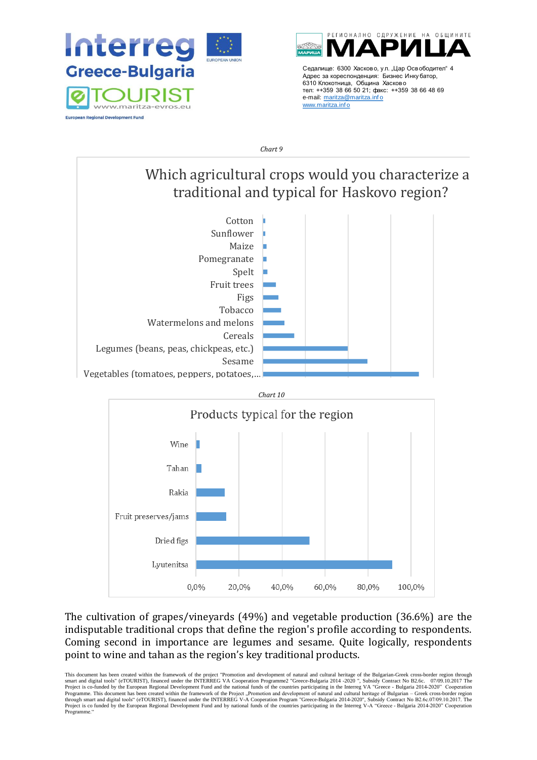*Chart 9*

Which agricultural crops would you characterize a traditional and typical for Haskovo region?

- Cotton
- Sunflower
- Maize
- Pomegranate
- Spelt
- Fruit trees
- Figs
- Tobacco
- Watermelons and melons
- Cereals
- Legumes (beans, peas, chickpeas, etc.)
- Sesame
- Vegetables (tomatoes, peppers, potatoes,...

*Chart 10*

Products typical for the region

- Wine
- Tahan
- Rakia
- Fruit preserves/jams
- Dried figs
- Lyutenitsa

0,0% 20,0% 40,0% 60,0% 80,0% 100,0%

The cultivation of grapes/vineyards (49%) and vegetable production (36.6%) are the indisputable traditional crops that define the region's profile according to respondents. Coming second in importance are legumes and sesame. Quite logically, respondents point to wine and tahan as the region's key traditional products.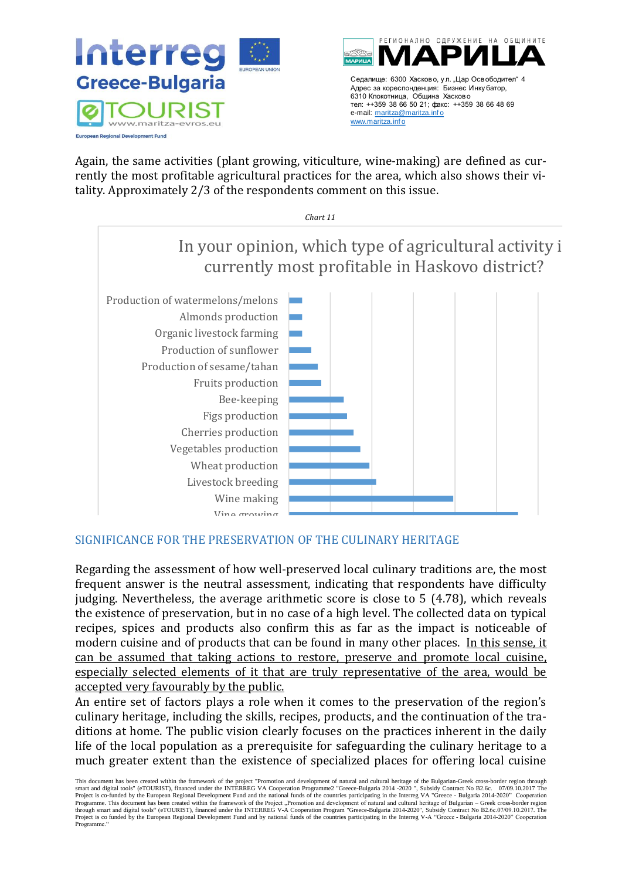Again, the same activities (plant growing, viticulture, wine-making) are defined as currently the most profitable agricultural practices for the area, which also shows their vitality. Approximately 2/3 of the respondents comment on this issue.

*Chart 11*

In your opinion, which type of agricultural activity i currently most profitable in Haskovo district?

- Production of watermelons/melons
- Almonds production
- Organic livestock farming
- Production of sunflower
- Production of sesame/tahan
- Fruits production
- Bee-keeping
- Figs production
- Cherries production
- Vegetables production
- Wheat production
- Livestock breeding
- Wine making
- Vine growing

## SIGNIFICANCE FOR THE PRESERVATION OF THE CULINARY HERITAGE

Regarding the assessment of how well-preserved local culinary traditions are, the most frequent answer is the neutral assessment, indicating that respondents have difficulty judging. Nevertheless, the average arithmetic score is close to 5 (4.78), which reveals the existence of preservation, but in no case of a high level. The collected data on typical recipes, spices and products also confirm this as far as the impact is noticeable of modern cuisine and of products that can be found in many other places. In this sense, it can be assumed that taking actions to restore, preserve and promote local cuisine, especially selected elements of it that are truly representative of the area, would be accepted very favourably by the public.

An entire set of factors plays a role when it comes to the preservation of the region's culinary heritage, including the skills, recipes, products, and the continuation of the traditions at home. The public vision clearly focuses on the practices inherent in the daily life of the local population as a prerequisite for safeguarding the culinary heritage to a much greater extent than the existence of specialized places for offering local cuisine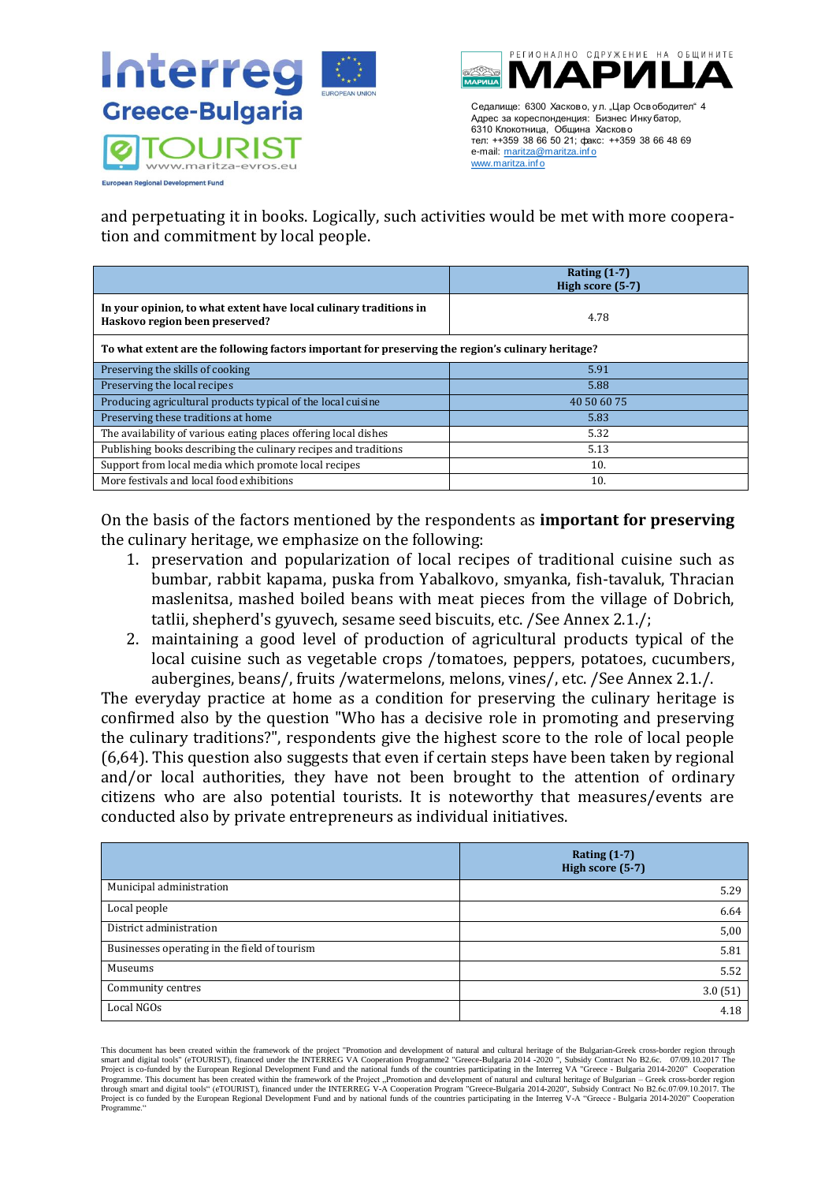and perpetuating it in books. Logically, such activities would be met with more cooperation and commitment by local people.

| | Rating (1-7)<br>High score (5-7) |
|---|---|
| **In your opinion, to what extent have local culinary traditions in Haskovo region been preserved?** | 4.78 |
| **To what extent are the following factors important for preserving the region's culinary heritage?** | |
| Preserving the skills of cooking | 5.91 |
| Preserving the local recipes | 5.88 |
| Producing agricultural products typical of the local cuisine | 40 50 60 75 |
| Preserving these traditions at home | 5.83 |
| The availability of various eating places offering local dishes | 5.32 |
| Publishing books describing the culinary recipes and traditions | 5.13 |
| Support from local media which promote local recipes | 10. |
| More festivals and local food exhibitions | 10. |

On the basis of the factors mentioned by the respondents as **important for preserving** the culinary heritage, we emphasize on the following:

1. preservation and popularization of local recipes of traditional cuisine such as bumbar, rabbit kapama, puska from Yabalkovo, smyanka, fish-tavaluk, Thracian maslenitsa, mashed boiled beans with meat pieces from the village of Dobrich, tatlii, shepherd's gyuvech, sesame seed biscuits, etc. /See Annex 2.1./;
2. maintaining a good level of production of agricultural products typical of the local cuisine such as vegetable crops /tomatoes, peppers, potatoes, cucumbers, aubergines, beans/, fruits /watermelons, melons, vines/, etc. /See Annex 2.1./.

The everyday practice at home as a condition for preserving the culinary heritage is confirmed also by the question "Who has a decisive role in promoting and preserving the culinary traditions?", respondents give the highest score to the role of local people (6,64). This question also suggests that even if certain steps have been taken by regional and/or local authorities, they have not been brought to the attention of ordinary citizens who are also potential tourists. It is noteworthy that measures/events are conducted also by private entrepreneurs as individual initiatives.

| | Rating (1-7)<br>High score (5-7) |
|---|---|
| Municipal administration | 5.29 |
| Local people | 6.64 |
| District administration | 5,00 |
| Businesses operating in the field of tourism | 5.81 |
| Museums | 5.52 |
| Community centres | 3.0 (51) |
| Local NGOs | 4.18 |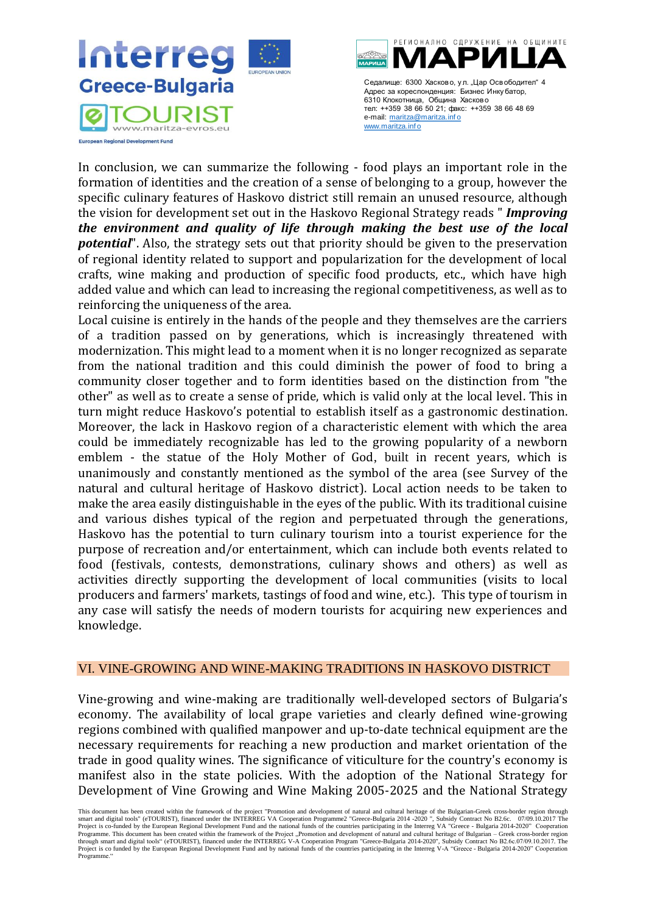In conclusion, we can summarize the following - food plays an important role in the formation of identities and the creation of a sense of belonging to a group, however the specific culinary features of Haskovo district still remain an unused resource, although the vision for development set out in the Haskovo Regional Strategy reads " ***Improving the environment and quality of life through making the best use of the local potential***". Also, the strategy sets out that priority should be given to the preservation of regional identity related to support and popularization for the development of local crafts, wine making and production of specific food products, etc., which have high added value and which can lead to increasing the regional competitiveness, as well as to reinforcing the uniqueness of the area.

Local cuisine is entirely in the hands of the people and they themselves are the carriers of a tradition passed on by generations, which is increasingly threatened with modernization. This might lead to a moment when it is no longer recognized as separate from the national tradition and this could diminish the power of food to bring a community closer together and to form identities based on the distinction from "the other" as well as to create a sense of pride, which is valid only at the local level. This in turn might reduce Haskovo's potential to establish itself as a gastronomic destination. Moreover, the lack in Haskovo region of a characteristic element with which the area could be immediately recognizable has led to the growing popularity of a newborn emblem - the statue of the Holy Mother of God, built in recent years, which is unanimously and constantly mentioned as the symbol of the area (see Survey of the natural and cultural heritage of Haskovo district). Local action needs to be taken to make the area easily distinguishable in the eyes of the public. With its traditional cuisine and various dishes typical of the region and perpetuated through the generations, Haskovo has the potential to turn culinary tourism into a tourist experience for the purpose of recreation and/or entertainment, which can include both events related to food (festivals, contests, demonstrations, culinary shows and others) as well as activities directly supporting the development of local communities (visits to local producers and farmers' markets, tastings of food and wine, etc.). This type of tourism in any case will satisfy the needs of modern tourists for acquiring new experiences and knowledge.

## VI. VINE-GROWING AND WINE-MAKING TRADITIONS IN HASKOVO DISTRICT

Vine-growing and wine-making are traditionally well-developed sectors of Bulgaria's economy. The availability of local grape varieties and clearly defined wine-growing regions combined with qualified manpower and up-to-date technical equipment are the necessary requirements for reaching a new production and market orientation of the trade in good quality wines. The significance of viticulture for the country's economy is manifest also in the state policies. With the adoption of the National Strategy for Development of Vine Growing and Wine Making 2005-2025 and the National Strategy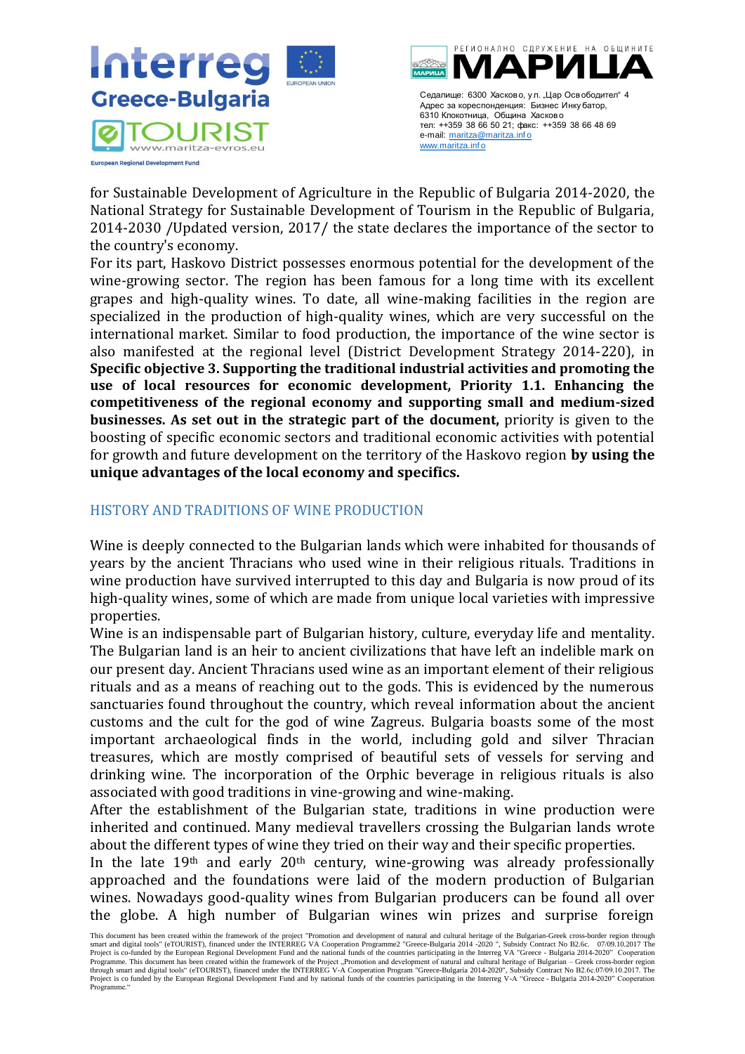for Sustainable Development of Agriculture in the Republic of Bulgaria 2014-2020, the National Strategy for Sustainable Development of Tourism in the Republic of Bulgaria, 2014-2030 /Updated version, 2017/ the state declares the importance of the sector to the country's economy.

For its part, Haskovo District possesses enormous potential for the development of the wine-growing sector. The region has been famous for a long time with its excellent grapes and high-quality wines. To date, all wine-making facilities in the region are specialized in the production of high-quality wines, which are very successful on the international market. Similar to food production, the importance of the wine sector is also manifested at the regional level (District Development Strategy 2014-220), in **Specific objective 3. Supporting the traditional industrial activities and promoting the use of local resources for economic development, Priority 1.1. Enhancing the competitiveness of the regional economy and supporting small and medium-sized businesses. As set out in the strategic part of the document,** priority is given to the boosting of specific economic sectors and traditional economic activities with potential for growth and future development on the territory of the Haskovo region **by using the unique advantages of the local economy and specifics.**

## HISTORY AND TRADITIONS OF WINE PRODUCTION

Wine is deeply connected to the Bulgarian lands which were inhabited for thousands of years by the ancient Thracians who used wine in their religious rituals. Traditions in wine production have survived interrupted to this day and Bulgaria is now proud of its high-quality wines, some of which are made from unique local varieties with impressive properties.

Wine is an indispensable part of Bulgarian history, culture, everyday life and mentality. The Bulgarian land is an heir to ancient civilizations that have left an indelible mark on our present day. Ancient Thracians used wine as an important element of their religious rituals and as a means of reaching out to the gods. This is evidenced by the numerous sanctuaries found throughout the country, which reveal information about the ancient customs and the cult for the god of wine Zagreus. Bulgaria boasts some of the most important archaeological finds in the world, including gold and silver Thracian treasures, which are mostly comprised of beautiful sets of vessels for serving and drinking wine. The incorporation of the Orphic beverage in religious rituals is also associated with good traditions in wine-growing and wine-making.

After the establishment of the Bulgarian state, traditions in wine production were inherited and continued. Many medieval travellers crossing the Bulgarian lands wrote about the different types of wine they tried on their way and their specific properties.

In the late 19th and early 20th century, wine-growing was already professionally approached and the foundations were laid of the modern production of Bulgarian wines. Nowadays good-quality wines from Bulgarian producers can be found all over the globe. A high number of Bulgarian wines win prizes and surprise foreign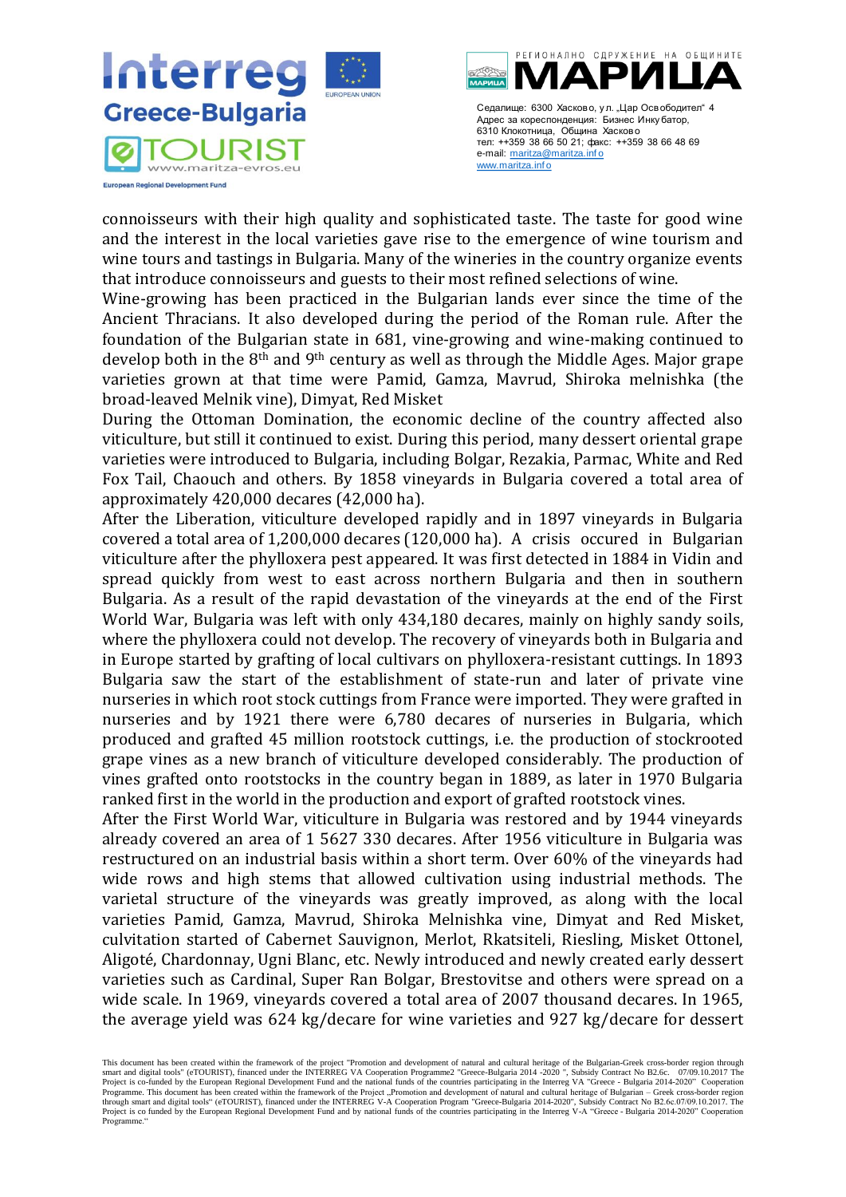connoisseurs with their high quality and sophisticated taste. The taste for good wine and the interest in the local varieties gave rise to the emergence of wine tourism and wine tours and tastings in Bulgaria. Many of the wineries in the country organize events that introduce connoisseurs and guests to their most refined selections of wine.

Wine-growing has been practiced in the Bulgarian lands ever since the time of the Ancient Thracians. It also developed during the period of the Roman rule. After the foundation of the Bulgarian state in 681, vine-growing and wine-making continued to develop both in the 8th and 9th century as well as through the Middle Ages. Major grape varieties grown at that time were Pamid, Gamza, Mavrud, Shiroka melnishka (the broad-leaved Melnik vine), Dimyat, Red Misket

During the Ottoman Domination, the economic decline of the country affected also viticulture, but still it continued to exist. During this period, many dessert oriental grape varieties were introduced to Bulgaria, including Bolgar, Rezakia, Parmac, White and Red Fox Tail, Chaouch and others. By 1858 vineyards in Bulgaria covered a total area of approximately 420,000 decares (42,000 ha).

After the Liberation, viticulture developed rapidly and in 1897 vineyards in Bulgaria covered a total area of 1,200,000 decares (120,000 ha). A crisis occured in Bulgarian viticulture after the phylloxera pest appeared. It was first detected in 1884 in Vidin and spread quickly from west to east across northern Bulgaria and then in southern Bulgaria. As a result of the rapid devastation of the vineyards at the end of the First World War, Bulgaria was left with only 434,180 decares, mainly on highly sandy soils, where the phylloxera could not develop. The recovery of vineyards both in Bulgaria and in Europe started by grafting of local cultivars on phylloxera-resistant cuttings. In 1893 Bulgaria saw the start of the establishment of state-run and later of private vine nurseries in which root stock cuttings from France were imported. They were grafted in nurseries and by 1921 there were 6,780 decares of nurseries in Bulgaria, which produced and grafted 45 million rootstock cuttings, i.e. the production of stockrooted grape vines as a new branch of viticulture developed considerably. The production of vines grafted onto rootstocks in the country began in 1889, as later in 1970 Bulgaria ranked first in the world in the production and export of grafted rootstock vines.

After the First World War, viticulture in Bulgaria was restored and by 1944 vineyards already covered an area of 1 5627 330 decares. After 1956 viticulture in Bulgaria was restructured on an industrial basis within a short term. Over 60% of the vineyards had wide rows and high stems that allowed cultivation using industrial methods. The varietal structure of the vineyards was greatly improved, as along with the local varieties Pamid, Gamza, Mavrud, Shiroka Melnishka vine, Dimyat and Red Misket, culvitation started of Cabernet Sauvignon, Merlot, Rkatsiteli, Riesling, Misket Ottonel, Aligoté, Chardonnay, Ugni Blanc, etc. Newly introduced and newly created early dessert varieties such as Cardinal, Super Ran Bolgar, Brestovitse and others were spread on a wide scale. In 1969, vineyards covered a total area of 2007 thousand decares. In 1965, the average yield was 624 kg/decare for wine varieties and 927 kg/decare for dessert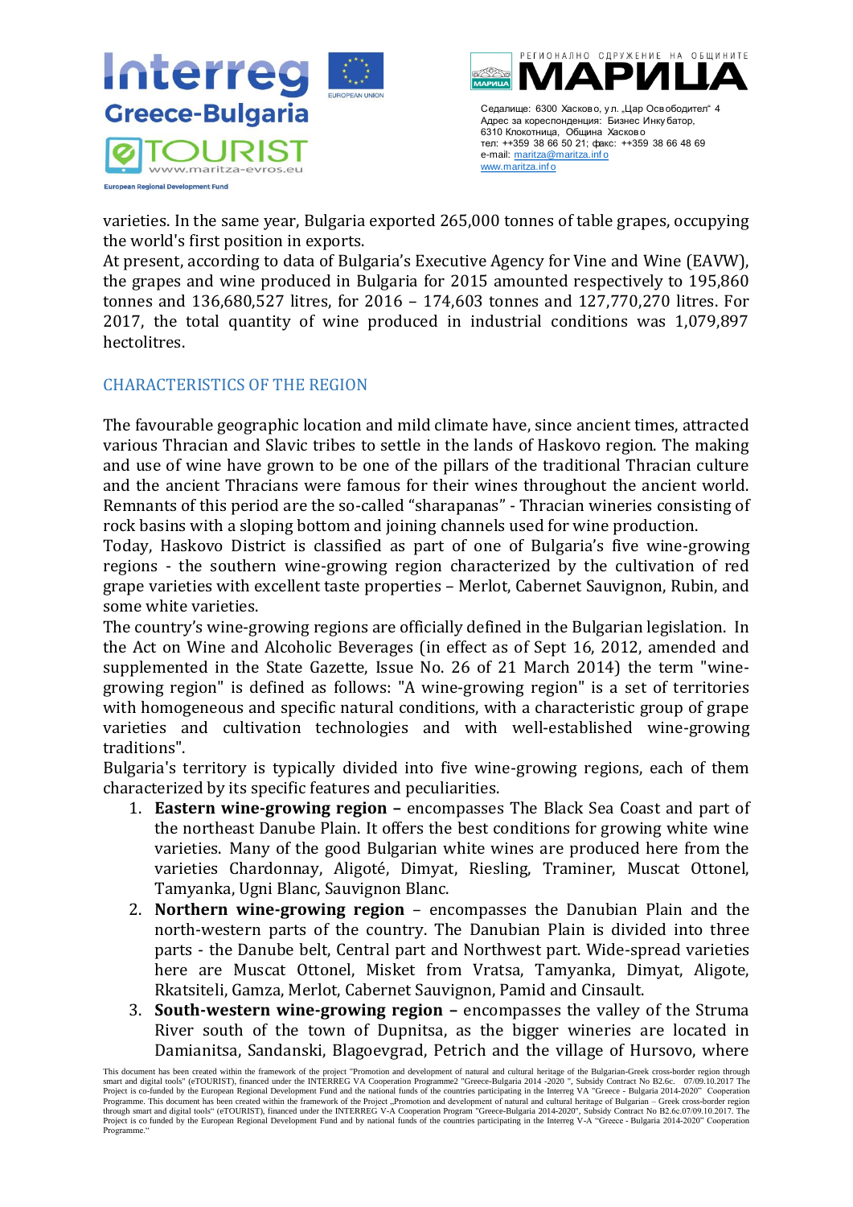varieties. In the same year, Bulgaria exported 265,000 tonnes of table grapes, occupying the world's first position in exports.

At present, according to data of Bulgaria's Executive Agency for Vine and Wine (EAVW), the grapes and wine produced in Bulgaria for 2015 amounted respectively to 195,860 tonnes and 136,680,527 litres, for 2016 – 174,603 tonnes and 127,770,270 litres. For 2017, the total quantity of wine produced in industrial conditions was 1,079,897 hectolitres.

## CHARACTERISTICS OF THE REGION

The favourable geographic location and mild climate have, since ancient times, attracted various Thracian and Slavic tribes to settle in the lands of Haskovo region. The making and use of wine have grown to be one of the pillars of the traditional Thracian culture and the ancient Thracians were famous for their wines throughout the ancient world. Remnants of this period are the so-called "sharapanas" - Thracian wineries consisting of rock basins with a sloping bottom and joining channels used for wine production.

Today, Haskovo District is classified as part of one of Bulgaria's five wine-growing regions - the southern wine-growing region characterized by the cultivation of red grape varieties with excellent taste properties – Merlot, Cabernet Sauvignon, Rubin, and some white varieties.

The country's wine-growing regions are officially defined in the Bulgarian legislation. In the Act on Wine and Alcoholic Beverages (in effect as of Sept 16, 2012, amended and supplemented in the State Gazette, Issue No. 26 of 21 March 2014) the term "wine-growing region" is defined as follows: "A wine-growing region" is a set of territories with homogeneous and specific natural conditions, with a characteristic group of grape varieties and cultivation technologies and with well-established wine-growing traditions".

Bulgaria's territory is typically divided into five wine-growing regions, each of them characterized by its specific features and peculiarities.

1. **Eastern wine-growing region –** encompasses The Black Sea Coast and part of the northeast Danube Plain. It offers the best conditions for growing white wine varieties. Many of the good Bulgarian white wines are produced here from the varieties Chardonnay, Aligoté, Dimyat, Riesling, Traminer, Muscat Ottonel, Tamyanka, Ugni Blanc, Sauvignon Blanc.
2. **Northern wine-growing region** – encompasses the Danubian Plain and the north-western parts of the country. The Danubian Plain is divided into three parts - the Danube belt, Central part and Northwest part. Wide-spread varieties here are Muscat Ottonel, Misket from Vratsa, Tamyanka, Dimyat, Aligote, Rkatsiteli, Gamza, Merlot, Cabernet Sauvignon, Pamid and Cinsault.
3. **South-western wine-growing region –** encompasses the valley of the Struma River south of the town of Dupnitsa, as the bigger wineries are located in Damianitsa, Sandanski, Blagoevgrad, Petrich and the village of Hursovo, where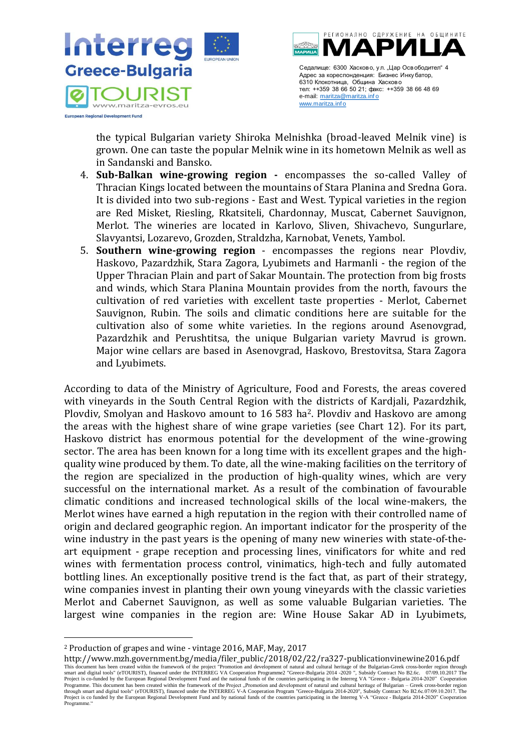the typical Bulgarian variety Shiroka Melnishka (broad-leaved Melnik vine) is grown. One can taste the popular Melnik wine in its hometown Melnik as well as in Sandanski and Bansko.

4. **Sub-Balkan wine-growing region -** encompasses the so-called Valley of Thracian Kings located between the mountains of Stara Planina and Sredna Gora. It is divided into two sub-regions - East and West. Typical varieties in the region are Red Misket, Riesling, Rkatsiteli, Chardonnay, Muscat, Cabernet Sauvignon, Merlot. The wineries are located in Karlovo, Sliven, Shivachevo, Sungurlare, Slavyantsi, Lozarevo, Grozden, Straldzha, Karnobat, Venets, Yambol.
5. **Southern wine-growing region** - encompasses the regions near Plovdiv, Haskovo, Pazardzhik, Stara Zagora, Lyubimets and Harmanli - the region of the Upper Thracian Plain and part of Sakar Mountain. The protection from big frosts and winds, which Stara Planina Mountain provides from the north, favours the cultivation of red varieties with excellent taste properties - Merlot, Cabernet Sauvignon, Rubin. The soils and climatic conditions here are suitable for the cultivation also of some white varieties. In the regions around Asenovgrad, Pazardzhik and Perushtitsa, the unique Bulgarian variety Mavrud is grown. Major wine cellars are based in Asenovgrad, Haskovo, Brestovitsa, Stara Zagora and Lyubimets.

According to data of the Ministry of Agriculture, Food and Forests, the areas covered with vineyards in the South Central Region with the districts of Kardjali, Pazardzhik, Plovdiv, Smolyan and Haskovo amount to 16 583 ha[2]. Plovdiv and Haskovo are among the areas with the highest share of wine grape varieties (see Chart 12). For its part, Haskovo district has enormous potential for the development of the wine-growing sector. The area has been known for a long time with its excellent grapes and the high-quality wine produced by them. To date, all the wine-making facilities on the territory of the region are specialized in the production of high-quality wines, which are very successful on the international market. As a result of the combination of favourable climatic conditions and increased technological skills of the local wine-makers, the Merlot wines have earned a high reputation in the region with their controlled name of origin and declared geographic region. An important indicator for the prosperity of the wine industry in the past years is the opening of many new wineries with state-of-the-art equipment - grape reception and processing lines, vinificators for white and red wines with fermentation process control, vinimatics, high-tech and fully automated bottling lines. An exceptionally positive trend is the fact that, as part of their strategy, wine companies invest in planting their own young vineyards with the classic varieties Merlot and Cabernet Sauvignon, as well as some valuable Bulgarian varieties. The largest wine companies in the region are: Wine House Sakar AD in Lyubimets,

---

[2] Production of grapes and wine - vintage 2016, MAF, May, 2017
http://www.mzh.government.bg/media/filer_public/2018/02/22/ra327-publicationvinewine2016.pdf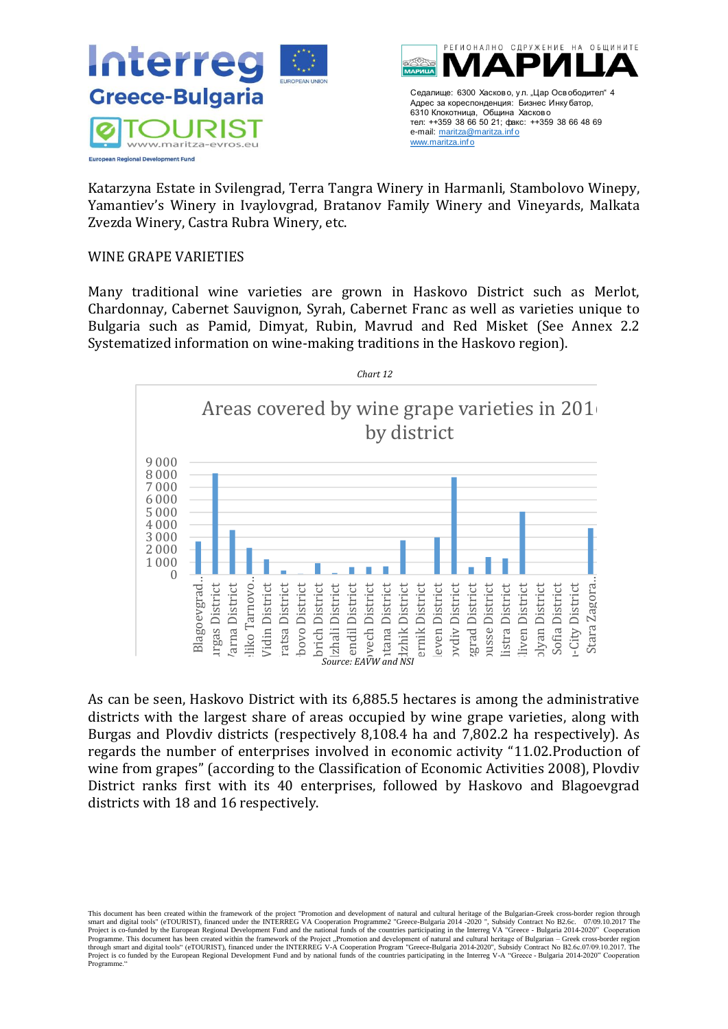Katarzyna Estate in Svilengrad, Terra Tangra Winery in Harmanli, Stambolovo Winepy, Yamantiev's Winery in Ivaylovgrad, Bratanov Family Winery and Vineyards, Malkata Zvezda Winery, Castra Rubra Winery, etc.

WINE GRAPE VARIETIES

Many traditional wine varieties are grown in Haskovo District such as Merlot, Chardonnay, Cabernet Sauvignon, Syrah, Cabernet Franc as well as varieties unique to Bulgaria such as Pamid, Dimyat, Rubin, Mavrud and Red Misket (See Annex 2.2 Systematized information on wine-making traditions in the Haskovo region).

*Chart 12*

Areas covered by wine grape varieties in 201 by district

*Source: EAVW and NSI*

As can be seen, Haskovo District with its 6,885.5 hectares is among the administrative districts with the largest share of areas occupied by wine grape varieties, along with Burgas and Plovdiv districts (respectively 8,108.4 ha and 7,802.2 ha respectively). As regards the number of enterprises involved in economic activity "11.02.Production of wine from grapes" (according to the Classification of Economic Activities 2008), Plovdiv District ranks first with its 40 enterprises, followed by Haskovo and Blagoevgrad districts with 18 and 16 respectively.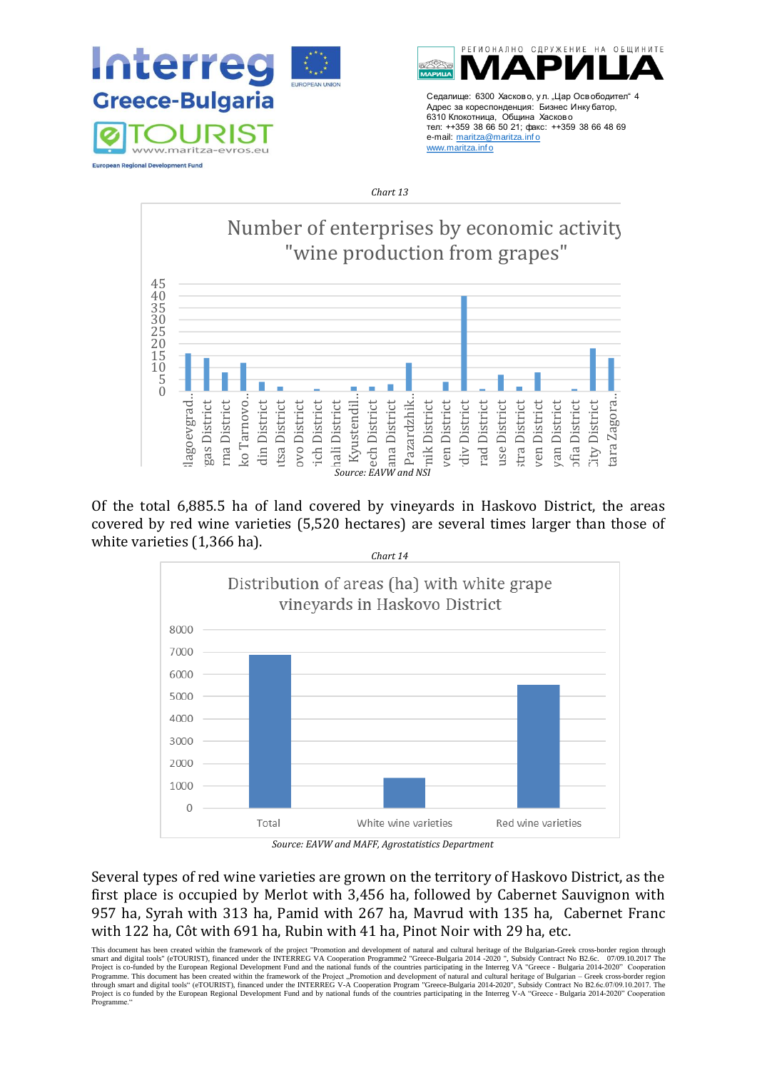*Chart 13*

Number of enterprises by economic activity "wine production from grapes"

| District | Number |
|---|---|
| Blagoevgrad... | 16 |
| ...gas District | 14 |
| ...rna District | 8 |
| ...ko Tarnovo... | 12 |
| ...din District | 4 |
| ...tsa District | 2 |
| ...ovo District | 0 |
| ...ich District | 1 |
| ...hali District | 0 |
| Kyustendil... | 2 |
| ...ech District | 2 |
| ...ana District | 3 |
| Pazardzhik... | 12 |
| ...nik District | 0 |
| ...ven District | 4 |
| ...div District | 40 |
| ...rad District | 1 |
| ...use District | 7 |
| ...stra District | 2 |
| ...ven District | 8 |
| ...yan District | 0 |
| ...fia District | 1 |
| ...City District | 18 |
| ...tara Zagora... | 14 |

*Source: EAVW and NSI*

Of the total 6,885.5 ha of land covered by vineyards in Haskovo District, the areas covered by red wine varieties (5,520 hectares) are several times larger than those of white varieties (1,366 ha).

*Chart 14*

Distribution of areas (ha) with white grape vineyards in Haskovo District

| Category | Area (ha) |
|---|---|
| Total | 6885.5 |
| White wine varieties | 1366 |
| Red wine varieties | 5520 |

*Source: EAVW and MAFF, Agrostatistics Department*

Several types of red wine varieties are grown on the territory of Haskovo District, as the first place is occupied by Merlot with 3,456 ha, followed by Cabernet Sauvignon with 957 ha, Syrah with 313 ha, Pamid with 267 ha, Mavrud with 135 ha, Cabernet Franc with 122 ha, Côt with 691 ha, Rubin with 41 ha, Pinot Noir with 29 ha, etc.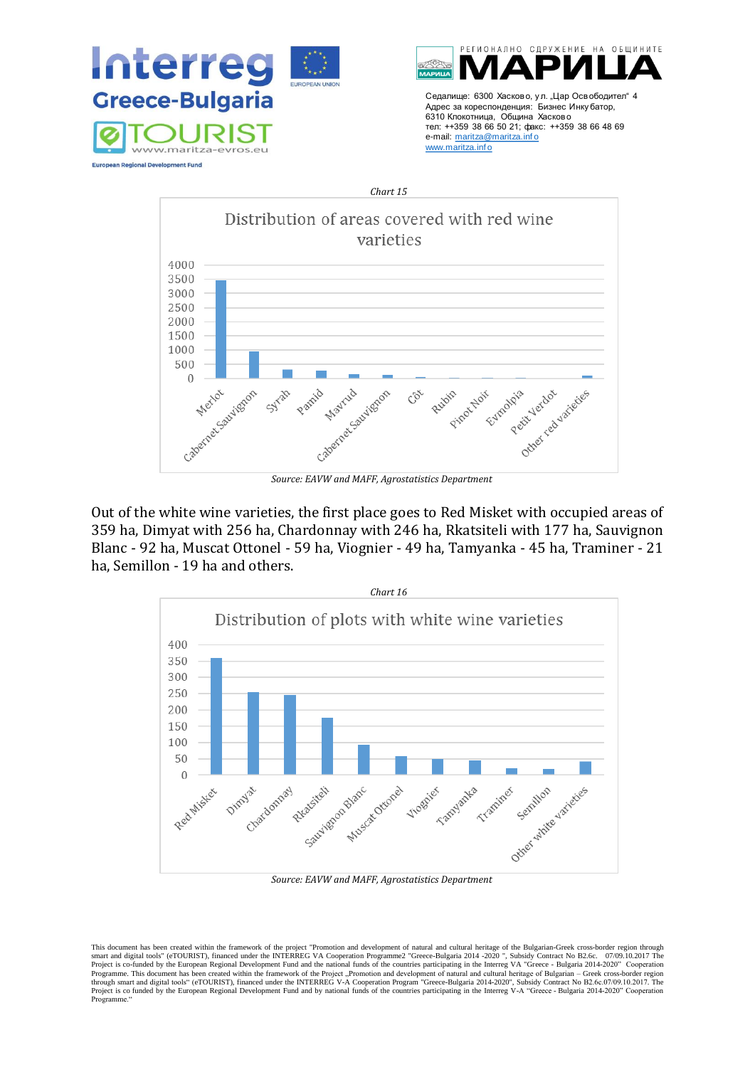*Chart 15*

Distribution of areas covered with red wine varieties

Source: EAVW and MAFF, Agrostatistics Department

Out of the white wine varieties, the first place goes to Red Misket with occupied areas of 359 ha, Dimyat with 256 ha, Chardonnay with 246 ha, Rkatsiteli with 177 ha, Sauvignon Blanc - 92 ha, Muscat Ottonel - 59 ha, Viognier - 49 ha, Tamyanka - 45 ha, Traminer - 21 ha, Semillon - 19 ha and others.

*Chart 16*

Distribution of plots with white wine varieties

Source: EAVW and MAFF, Agrostatistics Department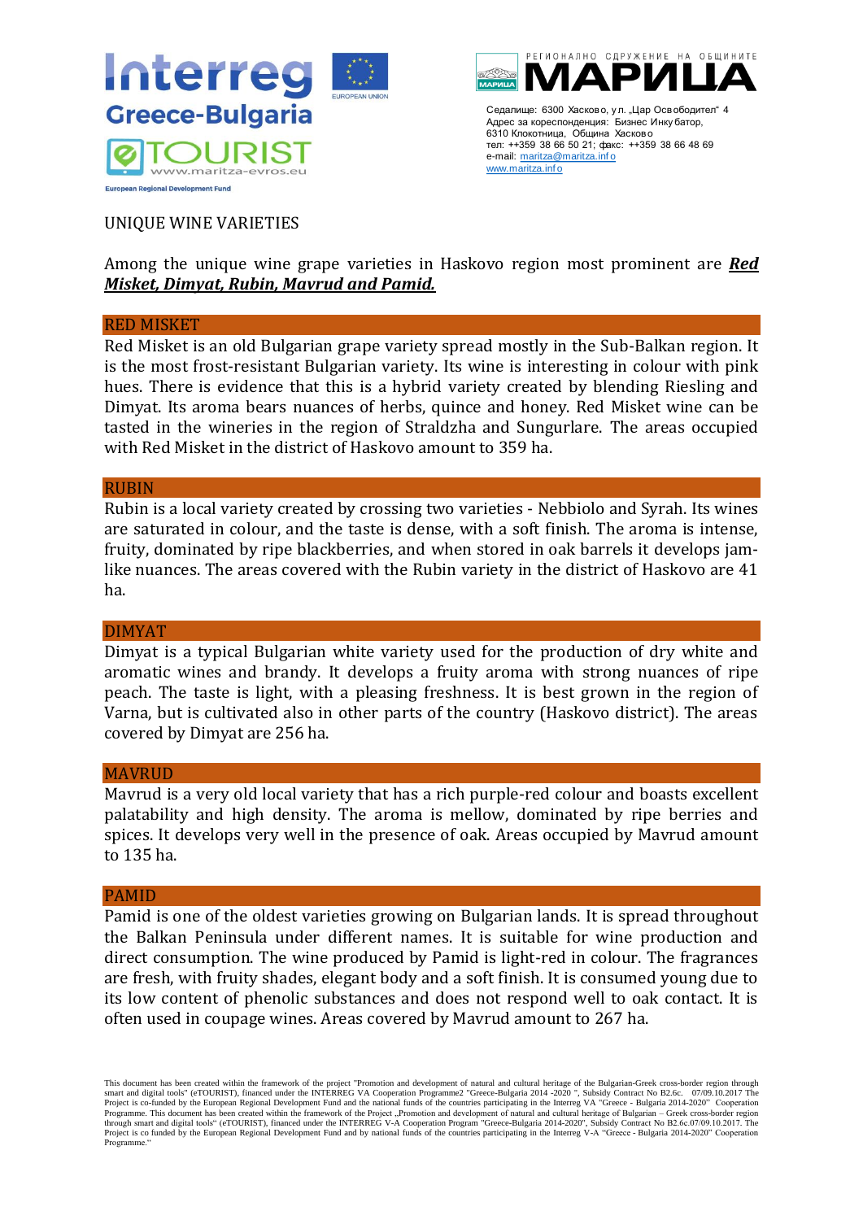UNIQUE WINE VARIETIES

Among the unique wine grape varieties in Haskovo region most prominent are ***Red Misket, Dimyat, Rubin, Mavrud and Pamid.***

## RED MISKET

Red Misket is an old Bulgarian grape variety spread mostly in the Sub-Balkan region. It is the most frost-resistant Bulgarian variety. Its wine is interesting in colour with pink hues. There is evidence that this is a hybrid variety created by blending Riesling and Dimyat. Its aroma bears nuances of herbs, quince and honey. Red Misket wine can be tasted in the wineries in the region of Straldzha and Sungurlare. The areas occupied with Red Misket in the district of Haskovo amount to 359 ha.

## RUBIN

Rubin is a local variety created by crossing two varieties - Nebbiolo and Syrah. Its wines are saturated in colour, and the taste is dense, with a soft finish. The aroma is intense, fruity, dominated by ripe blackberries, and when stored in oak barrels it develops jam-like nuances. The areas covered with the Rubin variety in the district of Haskovo are 41 ha.

## DIMYAT

Dimyat is a typical Bulgarian white variety used for the production of dry white and aromatic wines and brandy. It develops a fruity aroma with strong nuances of ripe peach. The taste is light, with a pleasing freshness. It is best grown in the region of Varna, but is cultivated also in other parts of the country (Haskovo district). The areas covered by Dimyat are 256 ha.

## MAVRUD

Mavrud is a very old local variety that has a rich purple-red colour and boasts excellent palatability and high density. The aroma is mellow, dominated by ripe berries and spices. It develops very well in the presence of oak. Areas occupied by Mavrud amount to 135 ha.

## PAMID

Pamid is one of the oldest varieties growing on Bulgarian lands. It is spread throughout the Balkan Peninsula under different names. It is suitable for wine production and direct consumption. The wine produced by Pamid is light-red in colour. The fragrances are fresh, with fruity shades, elegant body and a soft finish. It is consumed young due to its low content of phenolic substances and does not respond well to oak contact. It is often used in coupage wines. Areas covered by Mavrud amount to 267 ha.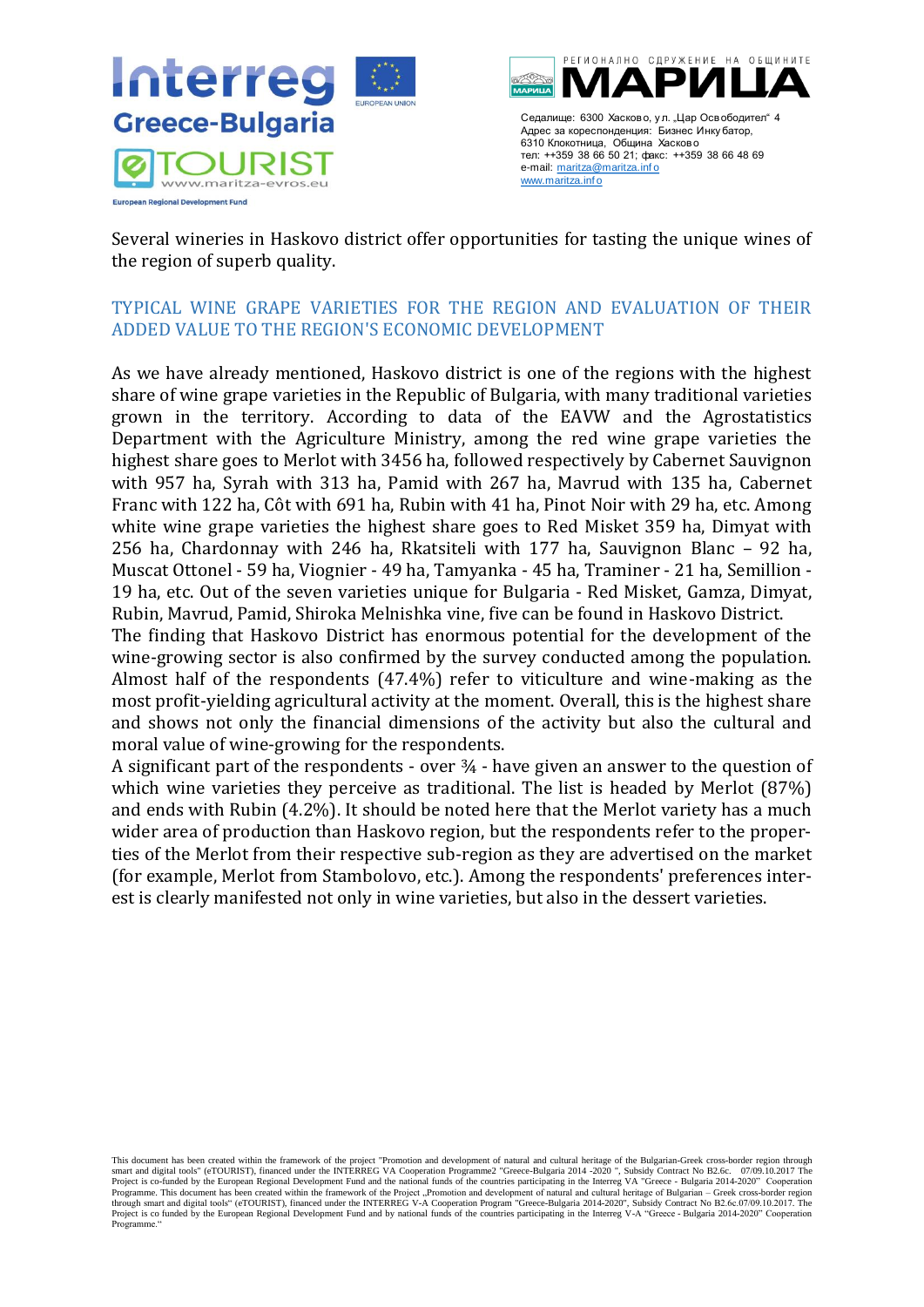Several wineries in Haskovo district offer opportunities for tasting the unique wines of the region of superb quality.

## TYPICAL WINE GRAPE VARIETIES FOR THE REGION AND EVALUATION OF THEIR ADDED VALUE TO THE REGION'S ECONOMIC DEVELOPMENT

As we have already mentioned, Haskovo district is one of the regions with the highest share of wine grape varieties in the Republic of Bulgaria, with many traditional varieties grown in the territory. According to data of the EAVW and the Agrostatistics Department with the Agriculture Ministry, among the red wine grape varieties the highest share goes to Merlot with 3456 ha, followed respectively by Cabernet Sauvignon with 957 ha, Syrah with 313 ha, Pamid with 267 ha, Mavrud with 135 ha, Cabernet Franc with 122 ha, Côt with 691 ha, Rubin with 41 ha, Pinot Noir with 29 ha, etc. Among white wine grape varieties the highest share goes to Red Misket 359 ha, Dimyat with 256 ha, Chardonnay with 246 ha, Rkatsiteli with 177 ha, Sauvignon Blanc – 92 ha, Muscat Ottonel - 59 ha, Viognier - 49 ha, Tamyanka - 45 ha, Traminer - 21 ha, Semillion - 19 ha, etc. Out of the seven varieties unique for Bulgaria - Red Misket, Gamza, Dimyat, Rubin, Mavrud, Pamid, Shiroka Melnishka vine, five can be found in Haskovo District.
The finding that Haskovo District has enormous potential for the development of the wine-growing sector is also confirmed by the survey conducted among the population. Almost half of the respondents (47.4%) refer to viticulture and wine-making as the most profit-yielding agricultural activity at the moment. Overall, this is the highest share and shows not only the financial dimensions of the activity but also the cultural and moral value of wine-growing for the respondents.
A significant part of the respondents - over ¾ - have given an answer to the question of which wine varieties they perceive as traditional. The list is headed by Merlot (87%) and ends with Rubin (4.2%). It should be noted here that the Merlot variety has a much wider area of production than Haskovo region, but the respondents refer to the properties of the Merlot from their respective sub-region as they are advertised on the market (for example, Merlot from Stambolovo, etc.). Among the respondents' preferences interest is clearly manifested not only in wine varieties, but also in the dessert varieties.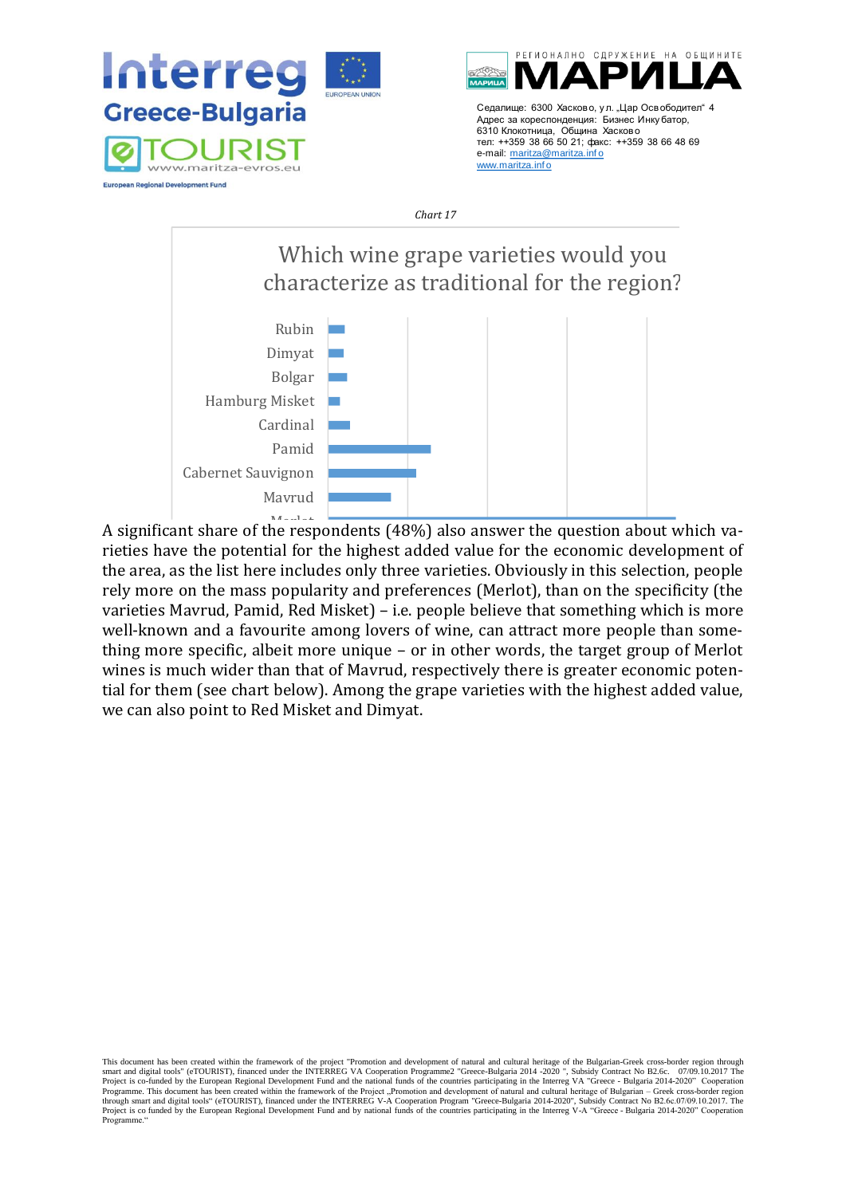*Chart 17*

Which wine grape varieties would you characterize as traditional for the region?

Rubin
Dimyat
Bolgar
Hamburg Misket
Cardinal
Pamid
Cabernet Sauvignon
Mavrud
Merlot

A significant share of the respondents (48%) also answer the question about which varieties have the potential for the highest added value for the economic development of the area, as the list here includes only three varieties. Obviously in this selection, people rely more on the mass popularity and preferences (Merlot), than on the specificity (the varieties Mavrud, Pamid, Red Misket) – i.e. people believe that something which is more well-known and a favourite among lovers of wine, can attract more people than something more specific, albeit more unique – or in other words, the target group of Merlot wines is much wider than that of Mavrud, respectively there is greater economic potential for them (see chart below). Among the grape varieties with the highest added value, we can also point to Red Misket and Dimyat.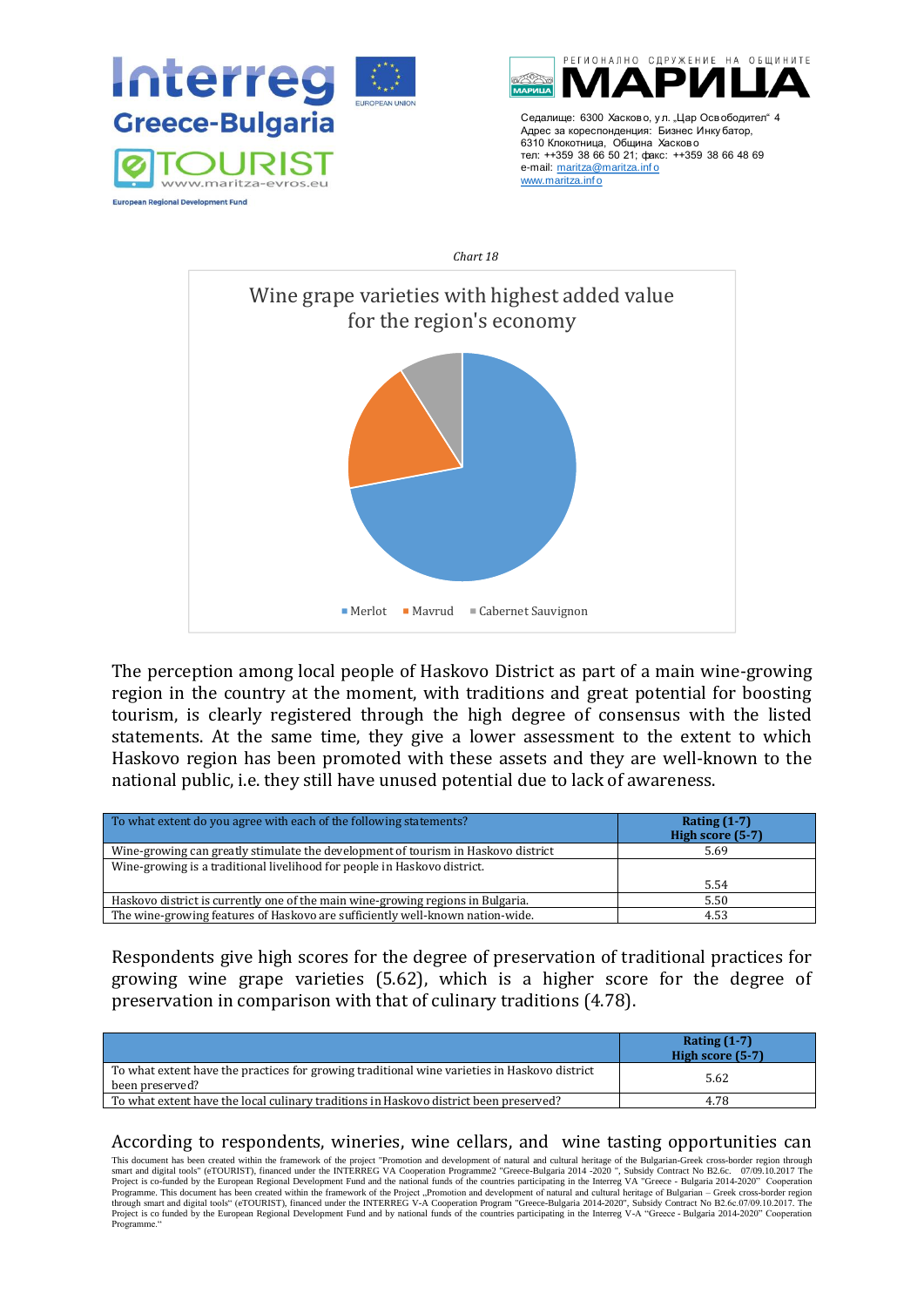*Chart 18*

Wine grape varieties with highest added value for the region's economy

Merlot · Mavrud · Cabernet Sauvignon

The perception among local people of Haskovo District as part of a main wine-growing region in the country at the moment, with traditions and great potential for boosting tourism, is clearly registered through the high degree of consensus with the listed statements. At the same time, they give a lower assessment to the extent to which Haskovo region has been promoted with these assets and they are well-known to the national public, i.e. they still have unused potential due to lack of awareness.

| To what extent do you agree with each of the following statements? | Rating (1-7) High score (5-7) |
|---|---|
| Wine-growing can greatly stimulate the development of tourism in Haskovo district | 5.69 |
| Wine-growing is a traditional livelihood for people in Haskovo district. | 5.54 |
| Haskovo district is currently one of the main wine-growing regions in Bulgaria. | 5.50 |
| The wine-growing features of Haskovo are sufficiently well-known nation-wide. | 4.53 |

Respondents give high scores for the degree of preservation of traditional practices for growing wine grape varieties (5.62), which is a higher score for the degree of preservation in comparison with that of culinary traditions (4.78).

| | Rating (1-7) High score (5-7) |
|---|---|
| To what extent have the practices for growing traditional wine varieties in Haskovo district been preserved? | 5.62 |
| To what extent have the local culinary traditions in Haskovo district been preserved? | 4.78 |

According to respondents, wineries, wine cellars, and wine tasting opportunities can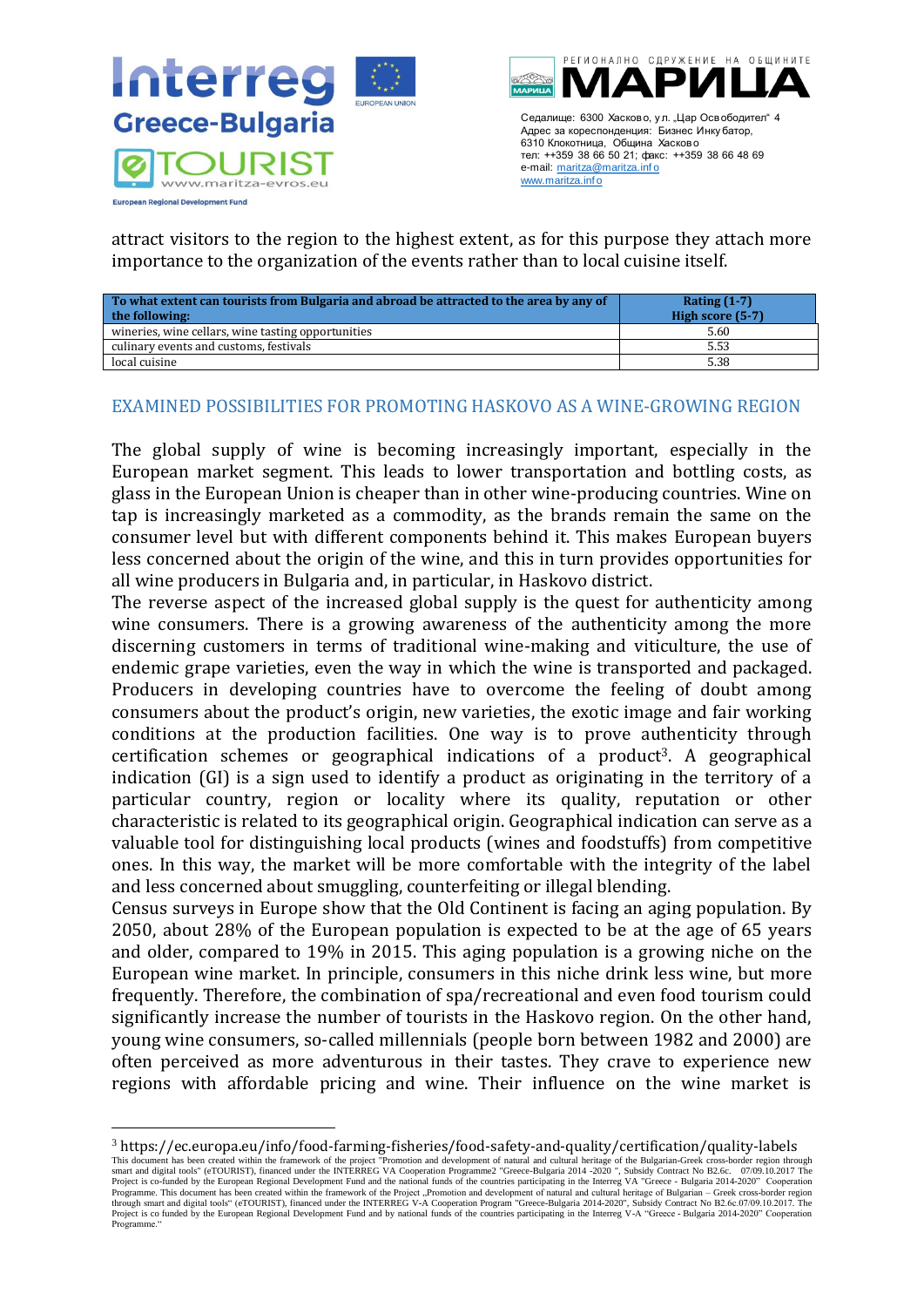attract visitors to the region to the highest extent, as for this purpose they attach more importance to the organization of the events rather than to local cuisine itself.

| To what extent can tourists from Bulgaria and abroad be attracted to the area by any of the following: | Rating (1-7) High score (5-7) |
|---|---|
| wineries, wine cellars, wine tasting opportunities | 5.60 |
| culinary events and customs, festivals | 5.53 |
| local cuisine | 5.38 |

## EXAMINED POSSIBILITIES FOR PROMOTING HASKOVO AS A WINE-GROWING REGION

The global supply of wine is becoming increasingly important, especially in the European market segment. This leads to lower transportation and bottling costs, as glass in the European Union is cheaper than in other wine-producing countries. Wine on tap is increasingly marketed as a commodity, as the brands remain the same on the consumer level but with different components behind it. This makes European buyers less concerned about the origin of the wine, and this in turn provides opportunities for all wine producers in Bulgaria and, in particular, in Haskovo district.

The reverse aspect of the increased global supply is the quest for authenticity among wine consumers. There is a growing awareness of the authenticity among the more discerning customers in terms of traditional wine-making and viticulture, the use of endemic grape varieties, even the way in which the wine is transported and packaged. Producers in developing countries have to overcome the feeling of doubt among consumers about the product's origin, new varieties, the exotic image and fair working conditions at the production facilities. One way is to prove authenticity through certification schemes or geographical indications of a product[3]. A geographical indication (GI) is a sign used to identify a product as originating in the territory of a particular country, region or locality where its quality, reputation or other characteristic is related to its geographical origin. Geographical indication can serve as a valuable tool for distinguishing local products (wines and foodstuffs) from competitive ones. In this way, the market will be more comfortable with the integrity of the label and less concerned about smuggling, counterfeiting or illegal blending.

Census surveys in Europe show that the Old Continent is facing an aging population. By 2050, about 28% of the European population is expected to be at the age of 65 years and older, compared to 19% in 2015. This aging population is a growing niche on the European wine market. In principle, consumers in this niche drink less wine, but more frequently. Therefore, the combination of spa/recreational and even food tourism could significantly increase the number of tourists in the Haskovo region. On the other hand, young wine consumers, so-called millennials (people born between 1982 and 2000) are often perceived as more adventurous in their tastes. They crave to experience new regions with affordable pricing and wine. Their influence on the wine market is

---

[3] https://ec.europa.eu/info/food-farming-fisheries/food-safety-and-quality/certification/quality-labels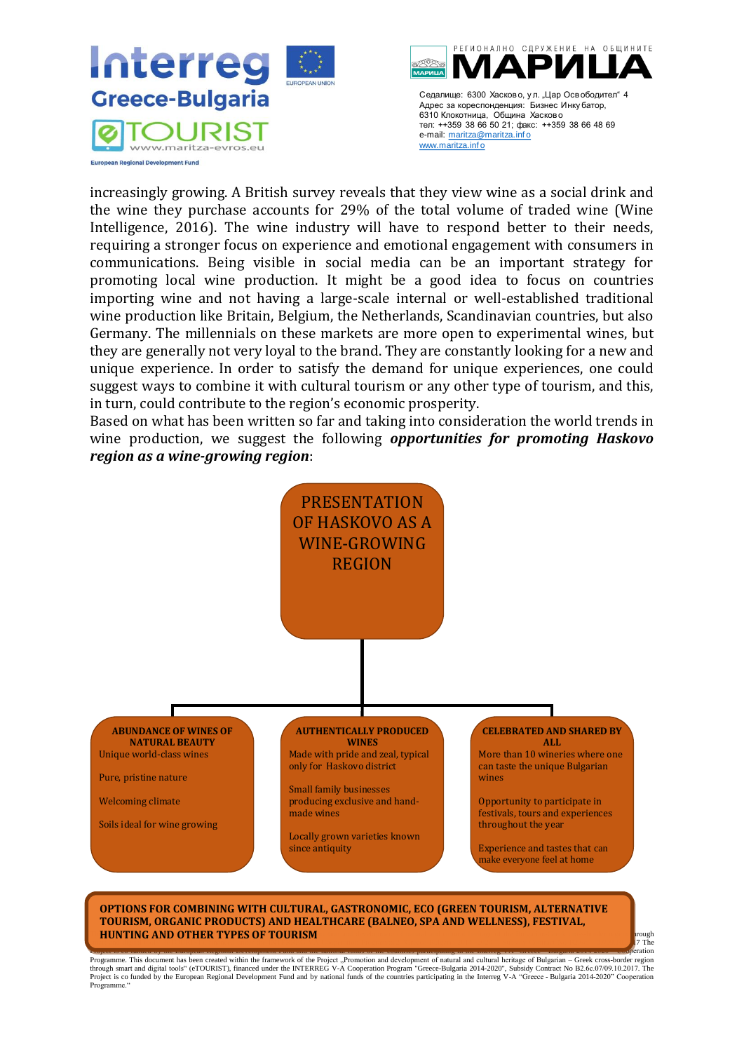increasingly growing. A British survey reveals that they view wine as a social drink and the wine they purchase accounts for 29% of the total volume of traded wine (Wine Intelligence, 2016). The wine industry will have to respond better to their needs, requiring a stronger focus on experience and emotional engagement with consumers in communications. Being visible in social media can be an important strategy for promoting local wine production. It might be a good idea to focus on countries importing wine and not having a large-scale internal or well-established traditional wine production like Britain, Belgium, the Netherlands, Scandinavian countries, but also Germany. The millennials on these markets are more open to experimental wines, but they are generally not very loyal to the brand. They are constantly looking for a new and unique experience. In order to satisfy the demand for unique experiences, one could suggest ways to combine it with cultural tourism or any other type of tourism, and this, in turn, could contribute to the region's economic prosperity.

Based on what has been written so far and taking into consideration the world trends in wine production, we suggest the following ***opportunities for promoting Haskovo region as a wine-growing region***:

PRESENTATION OF HASKOVO AS A WINE-GROWING REGION

**ABUNDANCE OF WINES OF NATURAL BEAUTY**

- Unique world-class wines
- Pure, pristine nature
- Welcoming climate
- Soils ideal for wine growing

**AUTHENTICALLY PRODUCED WINES**

- Made with pride and zeal, typical only for Haskovo district
- Small family businesses producing exclusive and hand-made wines
- Locally grown varieties known since antiquity

**CELEBRATED AND SHARED BY ALL**

- More than 10 wineries where one can taste the unique Bulgarian wines
- Opportunity to participate in festivals, tours and experiences throughout the year
- Experience and tastes that can make everyone feel at home

**OPTIONS FOR COMBINING WITH CULTURAL, GASTRONOMIC, ECO (GREEN TOURISM, ALTERNATIVE TOURISM, ORGANIC PRODUCTS) AND HEALTHCARE (BALNEO, SPA AND WELLNESS), FESTIVAL, HUNTING AND OTHER TYPES OF TOURISM**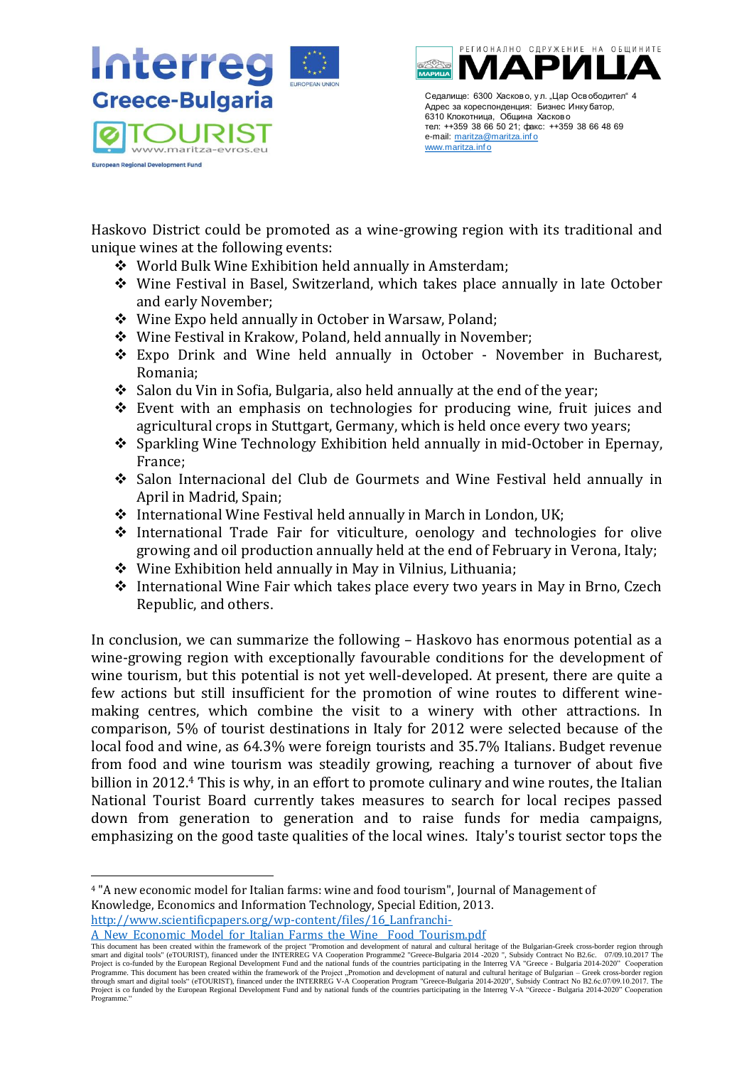Haskovo District could be promoted as a wine-growing region with its traditional and unique wines at the following events:

- World Bulk Wine Exhibition held annually in Amsterdam;
- Wine Festival in Basel, Switzerland, which takes place annually in late October and early November;
- Wine Expo held annually in October in Warsaw, Poland;
- Wine Festival in Krakow, Poland, held annually in November;
- Expo Drink and Wine held annually in October - November in Bucharest, Romania;
- Salon du Vin in Sofia, Bulgaria, also held annually at the end of the year;
- Event with an emphasis on technologies for producing wine, fruit juices and agricultural crops in Stuttgart, Germany, which is held once every two years;
- Sparkling Wine Technology Exhibition held annually in mid-October in Epernay, France;
- Salon Internacional del Club de Gourmets and Wine Festival held annually in April in Madrid, Spain;
- International Wine Festival held annually in March in London, UK;
- International Trade Fair for viticulture, oenology and technologies for olive growing and oil production annually held at the end of February in Verona, Italy;
- Wine Exhibition held annually in May in Vilnius, Lithuania;
- International Wine Fair which takes place every two years in May in Brno, Czech Republic, and others.

In conclusion, we can summarize the following – Haskovo has enormous potential as a wine-growing region with exceptionally favourable conditions for the development of wine tourism, but this potential is not yet well-developed. At present, there are quite a few actions but still insufficient for the promotion of wine routes to different wine-making centres, which combine the visit to a winery with other attractions. In comparison, 5% of tourist destinations in Italy for 2012 were selected because of the local food and wine, as 64.3% were foreign tourists and 35.7% Italians. Budget revenue from food and wine tourism was steadily growing, reaching a turnover of about five billion in 2012.[4] This is why, in an effort to promote culinary and wine routes, the Italian National Tourist Board currently takes measures to search for local recipes passed down from generation to generation and to raise funds for media campaigns, emphasizing on the good taste qualities of the local wines. Italy's tourist sector tops the

---

[4] "A new economic model for Italian farms: wine and food tourism", Journal of Management of Knowledge, Economics and Information Technology, Special Edition, 2013. http://www.scientificpapers.org/wp-content/files/16_Lanfranchi-A_New_Economic_Model_for_Italian_Farms_the_Wine__Food_Tourism.pdf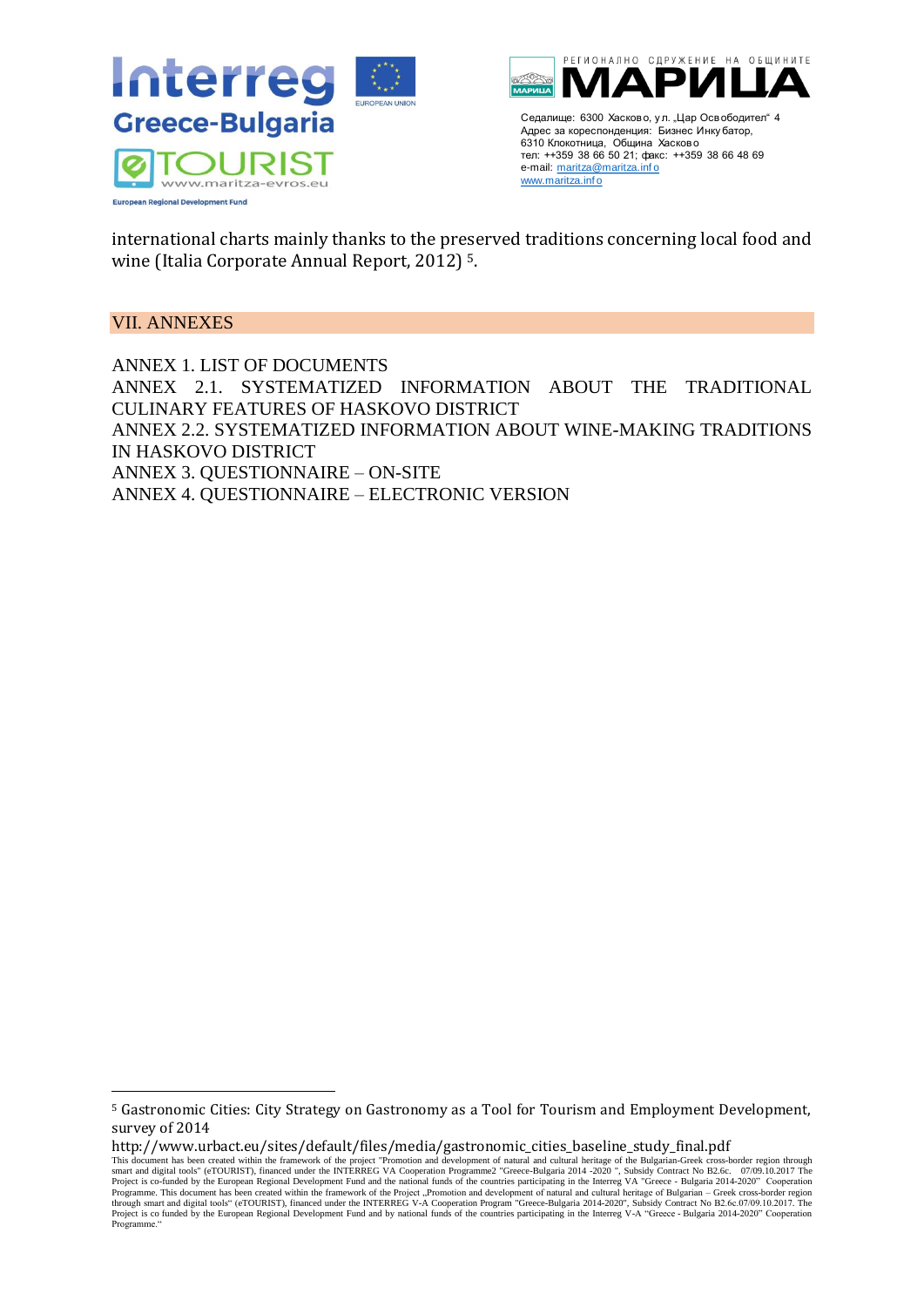international charts mainly thanks to the preserved traditions concerning local food and wine (Italia Corporate Annual Report, 2012) [5].

## VII. ANNEXES

ANNEX 1. LIST OF DOCUMENTS
ANNEX 2.1. SYSTEMATIZED INFORMATION ABOUT THE TRADITIONAL CULINARY FEATURES OF HASKOVO DISTRICT
ANNEX 2.2. SYSTEMATIZED INFORMATION ABOUT WINE-MAKING TRADITIONS IN HASKOVO DISTRICT
ANNEX 3. QUESTIONNAIRE – ON-SITE
ANNEX 4. QUESTIONNAIRE – ELECTRONIC VERSION

---

[5] Gastronomic Cities: City Strategy on Gastronomy as a Tool for Tourism and Employment Development, survey of 2014
http://www.urbact.eu/sites/default/files/media/gastronomic_cities_baseline_study_final.pdf